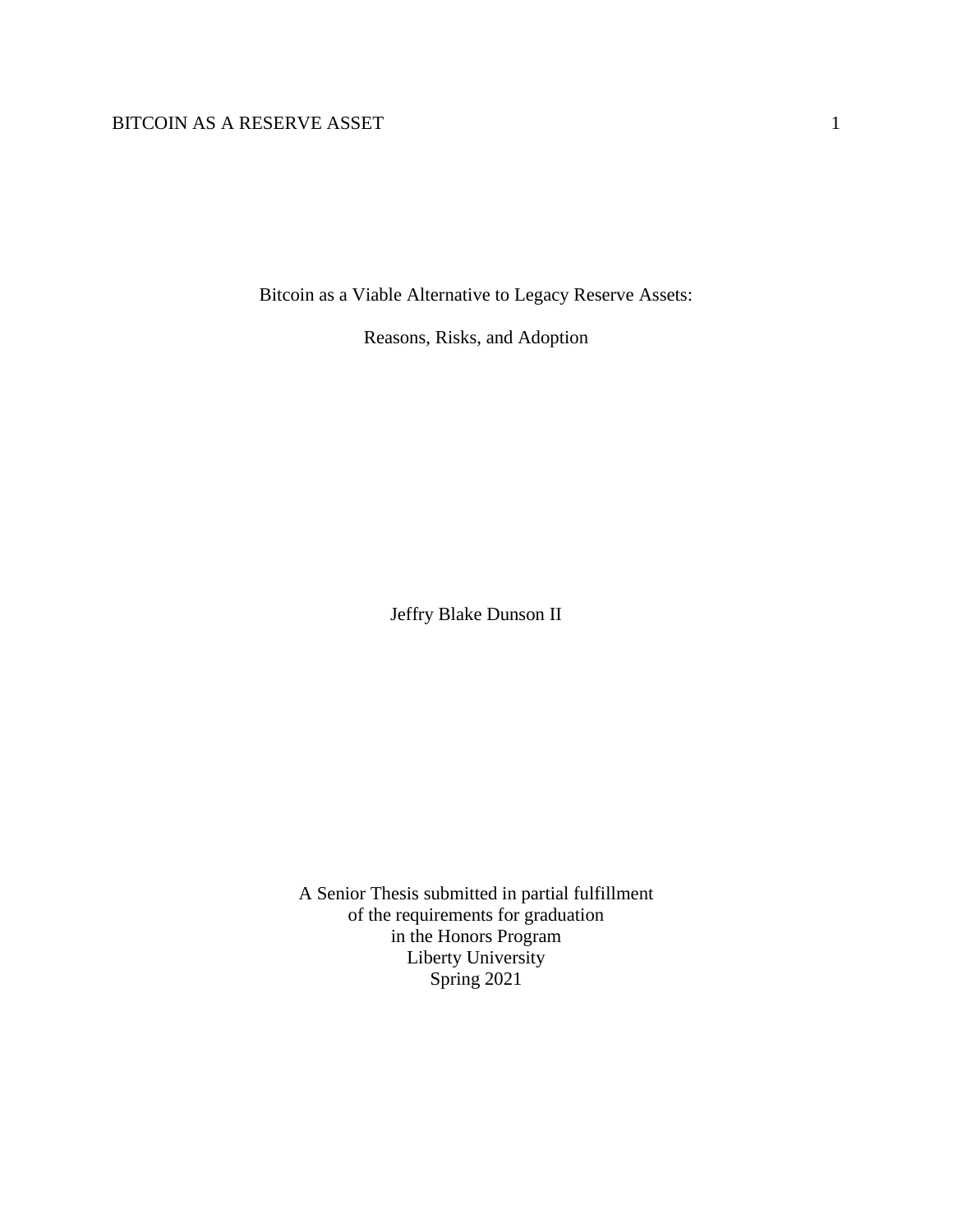# Bitcoin as a Viable Alternative to Legacy Reserve Assets:

# Reasons, Risks, and Adoption

Jeffry Blake Dunson II

A Senior Thesis submitted in partial fulfillment
of the requirements for graduation
in the Honors Program
Liberty University
Spring 2021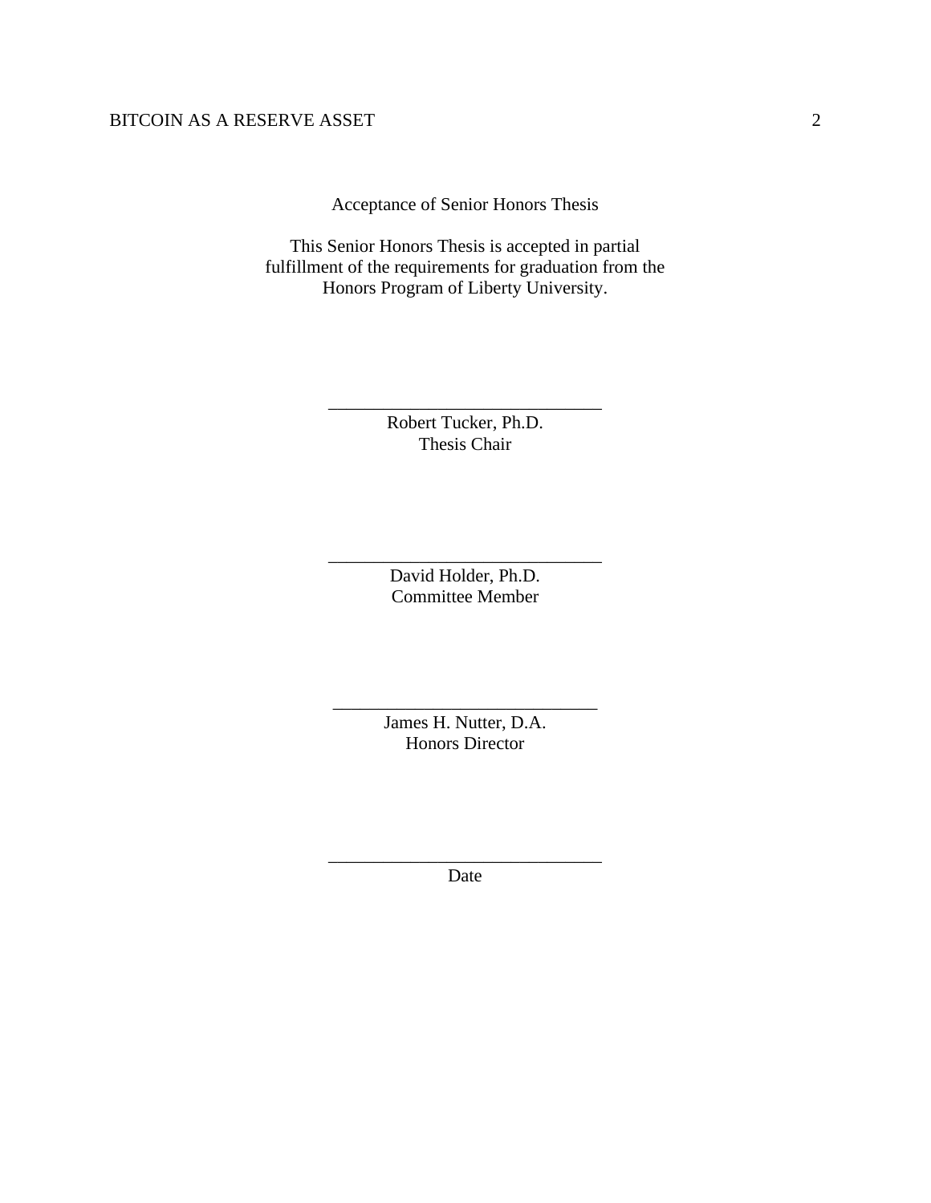Acceptance of Senior Honors Thesis

This Senior Honors Thesis is accepted in partial fulfillment of the requirements for graduation from the Honors Program of Liberty University.

______________________________
Robert Tucker, Ph.D.
Thesis Chair

______________________________
David Holder, Ph.D.
Committee Member

______________________________
James H. Nutter, D.A.
Honors Director

______________________________
Date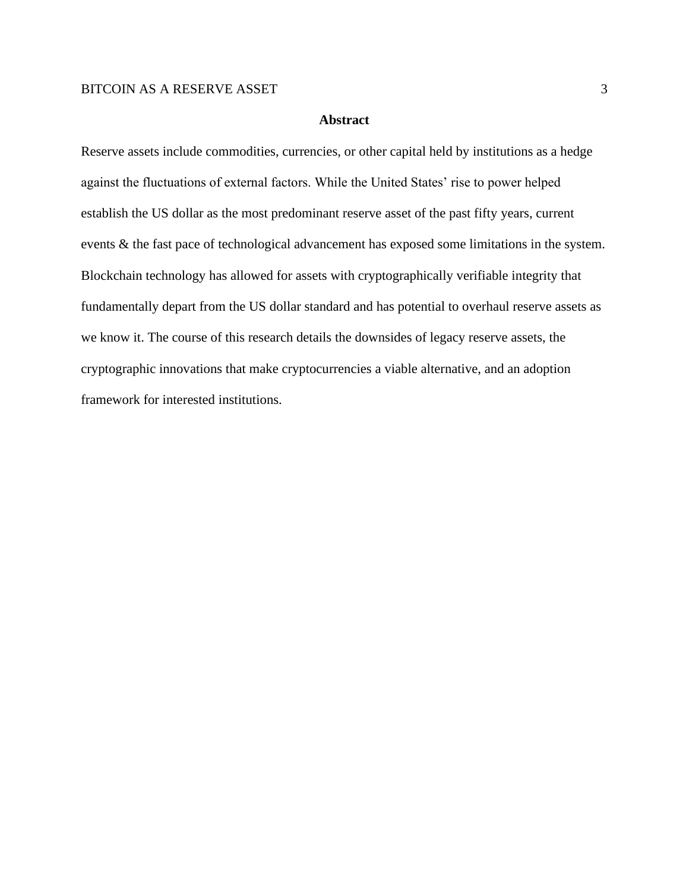## Abstract

Reserve assets include commodities, currencies, or other capital held by institutions as a hedge against the fluctuations of external factors. While the United States' rise to power helped establish the US dollar as the most predominant reserve asset of the past fifty years, current events & the fast pace of technological advancement has exposed some limitations in the system. Blockchain technology has allowed for assets with cryptographically verifiable integrity that fundamentally depart from the US dollar standard and has potential to overhaul reserve assets as we know it. The course of this research details the downsides of legacy reserve assets, the cryptographic innovations that make cryptocurrencies a viable alternative, and an adoption framework for interested institutions.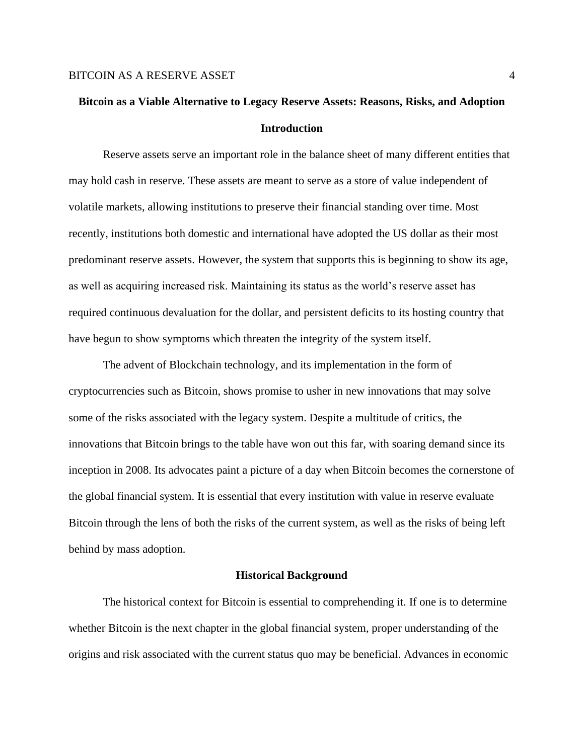# Bitcoin as a Viable Alternative to Legacy Reserve Assets: Reasons, Risks, and Adoption

## Introduction

Reserve assets serve an important role in the balance sheet of many different entities that may hold cash in reserve. These assets are meant to serve as a store of value independent of volatile markets, allowing institutions to preserve their financial standing over time. Most recently, institutions both domestic and international have adopted the US dollar as their most predominant reserve assets. However, the system that supports this is beginning to show its age, as well as acquiring increased risk. Maintaining its status as the world's reserve asset has required continuous devaluation for the dollar, and persistent deficits to its hosting country that have begun to show symptoms which threaten the integrity of the system itself.

The advent of Blockchain technology, and its implementation in the form of cryptocurrencies such as Bitcoin, shows promise to usher in new innovations that may solve some of the risks associated with the legacy system. Despite a multitude of critics, the innovations that Bitcoin brings to the table have won out this far, with soaring demand since its inception in 2008. Its advocates paint a picture of a day when Bitcoin becomes the cornerstone of the global financial system. It is essential that every institution with value in reserve evaluate Bitcoin through the lens of both the risks of the current system, as well as the risks of being left behind by mass adoption.

## Historical Background

The historical context for Bitcoin is essential to comprehending it. If one is to determine whether Bitcoin is the next chapter in the global financial system, proper understanding of the origins and risk associated with the current status quo may be beneficial. Advances in economic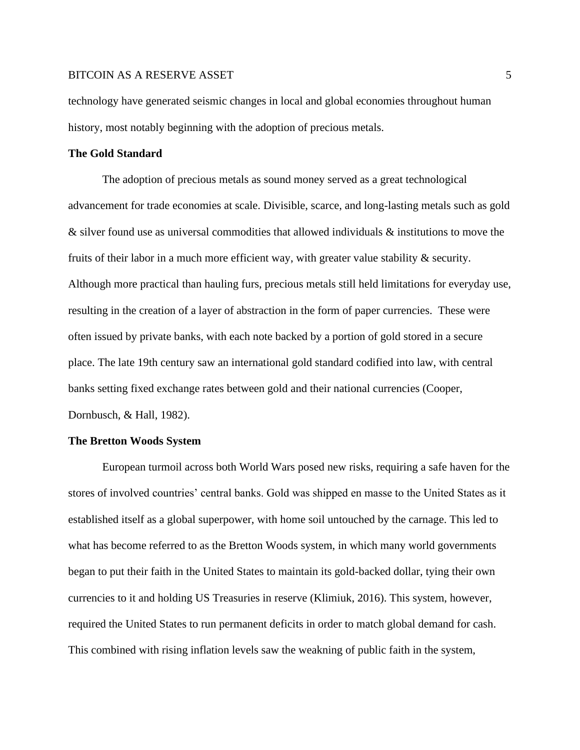technology have generated seismic changes in local and global economies throughout human history, most notably beginning with the adoption of precious metals.

## The Gold Standard

The adoption of precious metals as sound money served as a great technological advancement for trade economies at scale. Divisible, scarce, and long-lasting metals such as gold & silver found use as universal commodities that allowed individuals & institutions to move the fruits of their labor in a much more efficient way, with greater value stability & security. Although more practical than hauling furs, precious metals still held limitations for everyday use, resulting in the creation of a layer of abstraction in the form of paper currencies.  These were often issued by private banks, with each note backed by a portion of gold stored in a secure place. The late 19th century saw an international gold standard codified into law, with central banks setting fixed exchange rates between gold and their national currencies (Cooper, Dornbusch, & Hall, 1982).

## The Bretton Woods System

European turmoil across both World Wars posed new risks, requiring a safe haven for the stores of involved countries' central banks. Gold was shipped en masse to the United States as it established itself as a global superpower, with home soil untouched by the carnage. This led to what has become referred to as the Bretton Woods system, in which many world governments began to put their faith in the United States to maintain its gold-backed dollar, tying their own currencies to it and holding US Treasuries in reserve (Klimiuk, 2016). This system, however, required the United States to run permanent deficits in order to match global demand for cash. This combined with rising inflation levels saw the weakning of public faith in the system,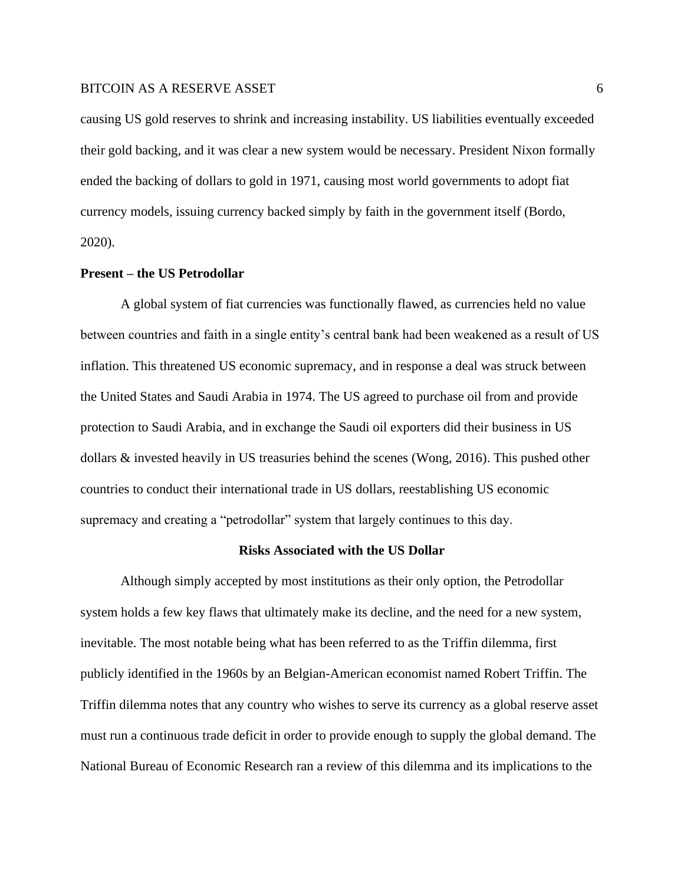causing US gold reserves to shrink and increasing instability. US liabilities eventually exceeded their gold backing, and it was clear a new system would be necessary. President Nixon formally ended the backing of dollars to gold in 1971, causing most world governments to adopt fiat currency models, issuing currency backed simply by faith in the government itself (Bordo, 2020).

### Present – the US Petrodollar

A global system of fiat currencies was functionally flawed, as currencies held no value between countries and faith in a single entity's central bank had been weakened as a result of US inflation. This threatened US economic supremacy, and in response a deal was struck between the United States and Saudi Arabia in 1974. The US agreed to purchase oil from and provide protection to Saudi Arabia, and in exchange the Saudi oil exporters did their business in US dollars & invested heavily in US treasuries behind the scenes (Wong, 2016). This pushed other countries to conduct their international trade in US dollars, reestablishing US economic supremacy and creating a "petrodollar" system that largely continues to this day.

## Risks Associated with the US Dollar

Although simply accepted by most institutions as their only option, the Petrodollar system holds a few key flaws that ultimately make its decline, and the need for a new system, inevitable. The most notable being what has been referred to as the Triffin dilemma, first publicly identified in the 1960s by an Belgian-American economist named Robert Triffin. The Triffin dilemma notes that any country who wishes to serve its currency as a global reserve asset must run a continuous trade deficit in order to provide enough to supply the global demand. The National Bureau of Economic Research ran a review of this dilemma and its implications to the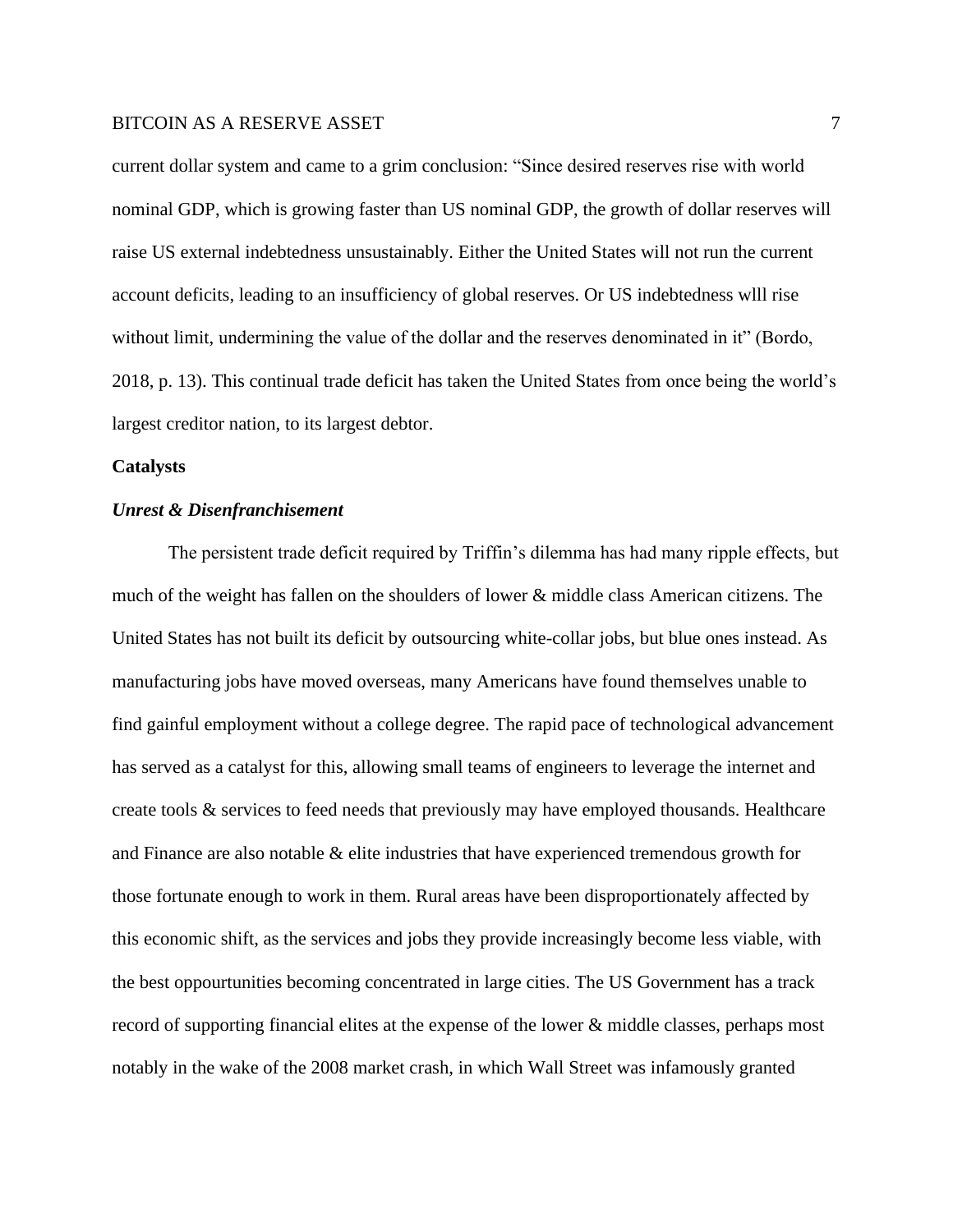current dollar system and came to a grim conclusion: "Since desired reserves rise with world nominal GDP, which is growing faster than US nominal GDP, the growth of dollar reserves will raise US external indebtedness unsustainably. Either the United States will not run the current account deficits, leading to an insufficiency of global reserves. Or US indebtedness wlll rise without limit, undermining the value of the dollar and the reserves denominated in it" (Bordo, 2018, p. 13). This continual trade deficit has taken the United States from once being the world's largest creditor nation, to its largest debtor.

## Catalysts

### *Unrest & Disenfranchisement*

The persistent trade deficit required by Triffin's dilemma has had many ripple effects, but much of the weight has fallen on the shoulders of lower & middle class American citizens. The United States has not built its deficit by outsourcing white-collar jobs, but blue ones instead. As manufacturing jobs have moved overseas, many Americans have found themselves unable to find gainful employment without a college degree. The rapid pace of technological advancement has served as a catalyst for this, allowing small teams of engineers to leverage the internet and create tools & services to feed needs that previously may have employed thousands. Healthcare and Finance are also notable & elite industries that have experienced tremendous growth for those fortunate enough to work in them. Rural areas have been disproportionately affected by this economic shift, as the services and jobs they provide increasingly become less viable, with the best oppourtunities becoming concentrated in large cities. The US Government has a track record of supporting financial elites at the expense of the lower & middle classes, perhaps most notably in the wake of the 2008 market crash, in which Wall Street was infamously granted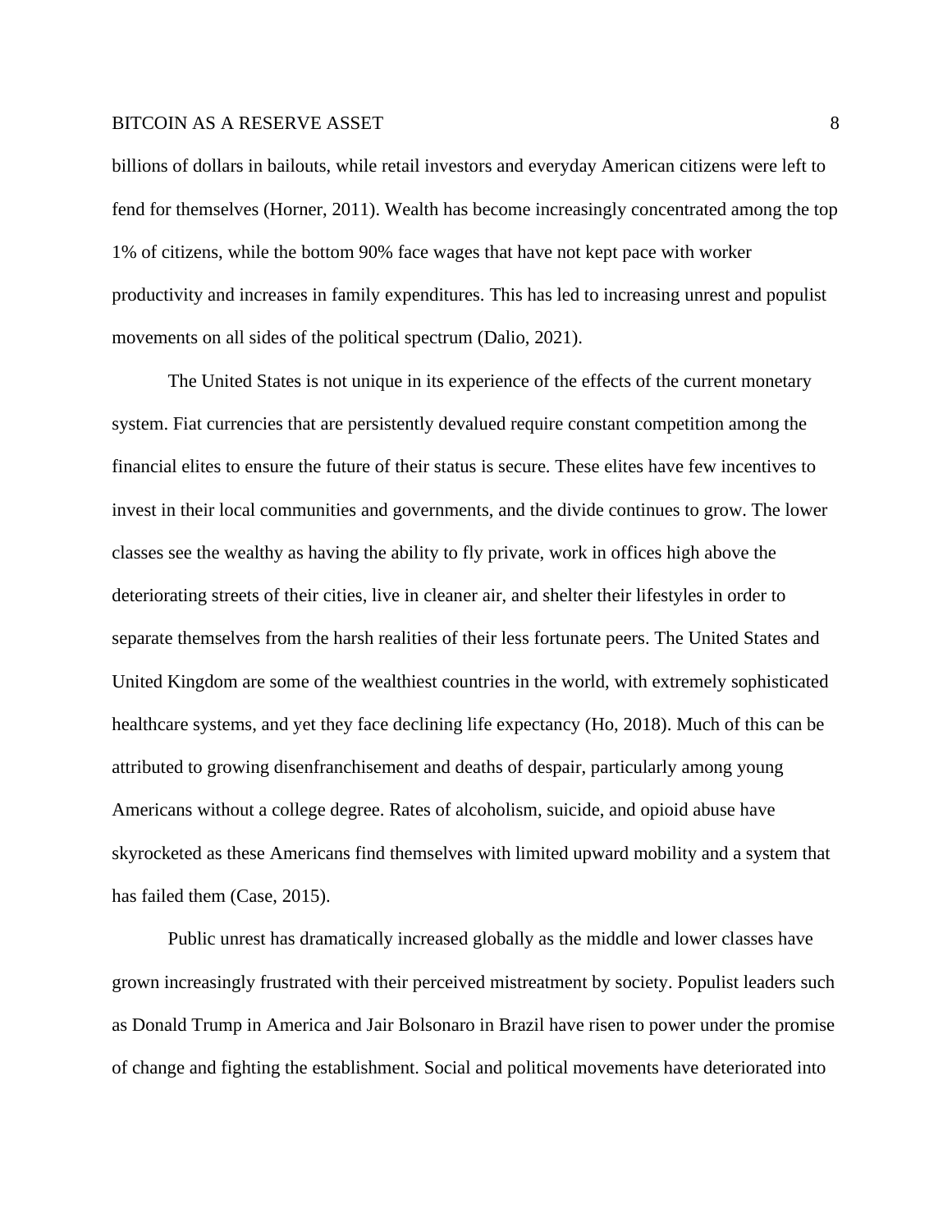billions of dollars in bailouts, while retail investors and everyday American citizens were left to fend for themselves (Horner, 2011). Wealth has become increasingly concentrated among the top 1% of citizens, while the bottom 90% face wages that have not kept pace with worker productivity and increases in family expenditures. This has led to increasing unrest and populist movements on all sides of the political spectrum (Dalio, 2021).

The United States is not unique in its experience of the effects of the current monetary system. Fiat currencies that are persistently devalued require constant competition among the financial elites to ensure the future of their status is secure. These elites have few incentives to invest in their local communities and governments, and the divide continues to grow. The lower classes see the wealthy as having the ability to fly private, work in offices high above the deteriorating streets of their cities, live in cleaner air, and shelter their lifestyles in order to separate themselves from the harsh realities of their less fortunate peers. The United States and United Kingdom are some of the wealthiest countries in the world, with extremely sophisticated healthcare systems, and yet they face declining life expectancy (Ho, 2018). Much of this can be attributed to growing disenfranchisement and deaths of despair, particularly among young Americans without a college degree. Rates of alcoholism, suicide, and opioid abuse have skyrocketed as these Americans find themselves with limited upward mobility and a system that has failed them (Case, 2015).

Public unrest has dramatically increased globally as the middle and lower classes have grown increasingly frustrated with their perceived mistreatment by society. Populist leaders such as Donald Trump in America and Jair Bolsonaro in Brazil have risen to power under the promise of change and fighting the establishment. Social and political movements have deteriorated into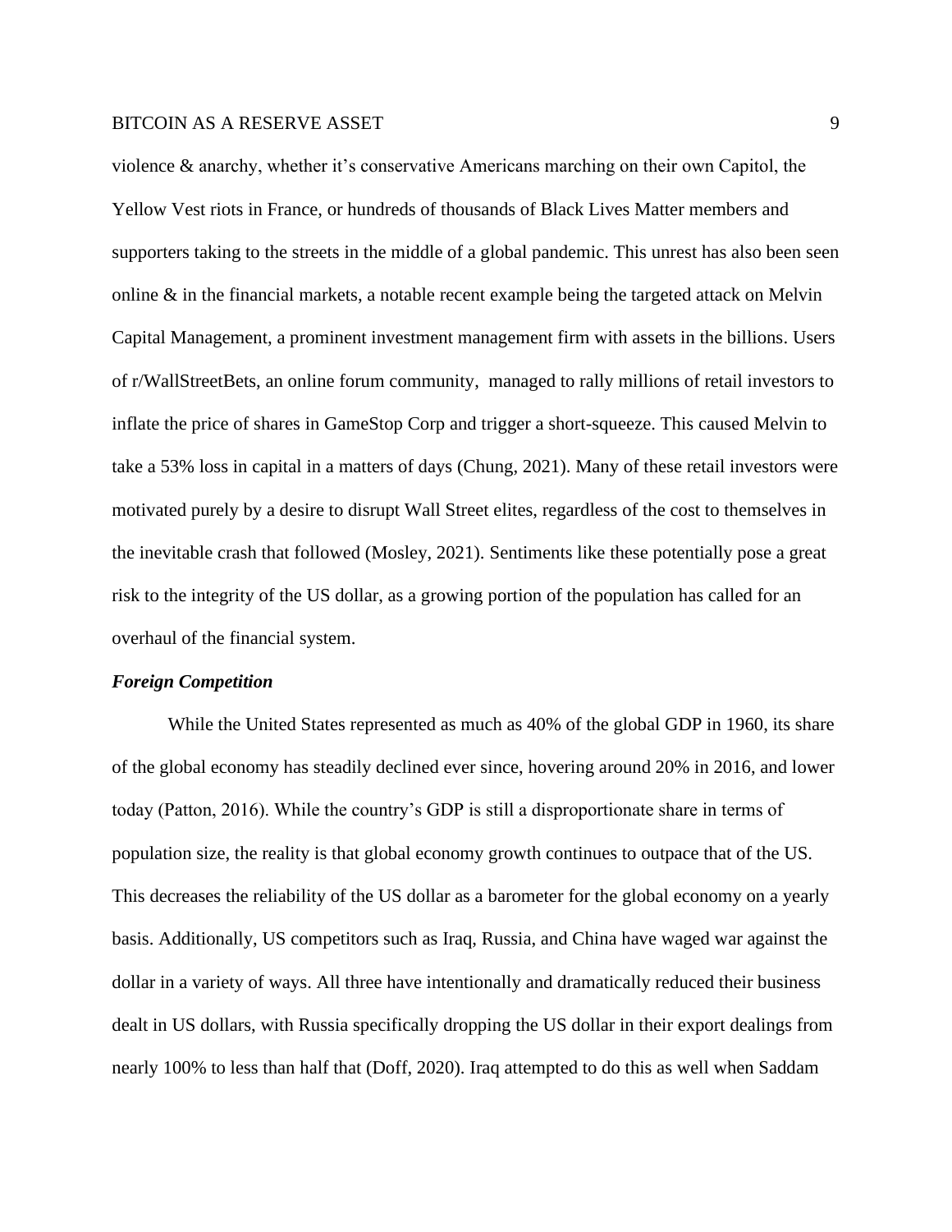violence & anarchy, whether it's conservative Americans marching on their own Capitol, the Yellow Vest riots in France, or hundreds of thousands of Black Lives Matter members and supporters taking to the streets in the middle of a global pandemic. This unrest has also been seen online & in the financial markets, a notable recent example being the targeted attack on Melvin Capital Management, a prominent investment management firm with assets in the billions. Users of r/WallStreetBets, an online forum community, managed to rally millions of retail investors to inflate the price of shares in GameStop Corp and trigger a short-squeeze. This caused Melvin to take a 53% loss in capital in a matters of days (Chung, 2021). Many of these retail investors were motivated purely by a desire to disrupt Wall Street elites, regardless of the cost to themselves in the inevitable crash that followed (Mosley, 2021). Sentiments like these potentially pose a great risk to the integrity of the US dollar, as a growing portion of the population has called for an overhaul of the financial system.

***Foreign Competition***

While the United States represented as much as 40% of the global GDP in 1960, its share of the global economy has steadily declined ever since, hovering around 20% in 2016, and lower today (Patton, 2016). While the country's GDP is still a disproportionate share in terms of population size, the reality is that global economy growth continues to outpace that of the US. This decreases the reliability of the US dollar as a barometer for the global economy on a yearly basis. Additionally, US competitors such as Iraq, Russia, and China have waged war against the dollar in a variety of ways. All three have intentionally and dramatically reduced their business dealt in US dollars, with Russia specifically dropping the US dollar in their export dealings from nearly 100% to less than half that (Doff, 2020). Iraq attempted to do this as well when Saddam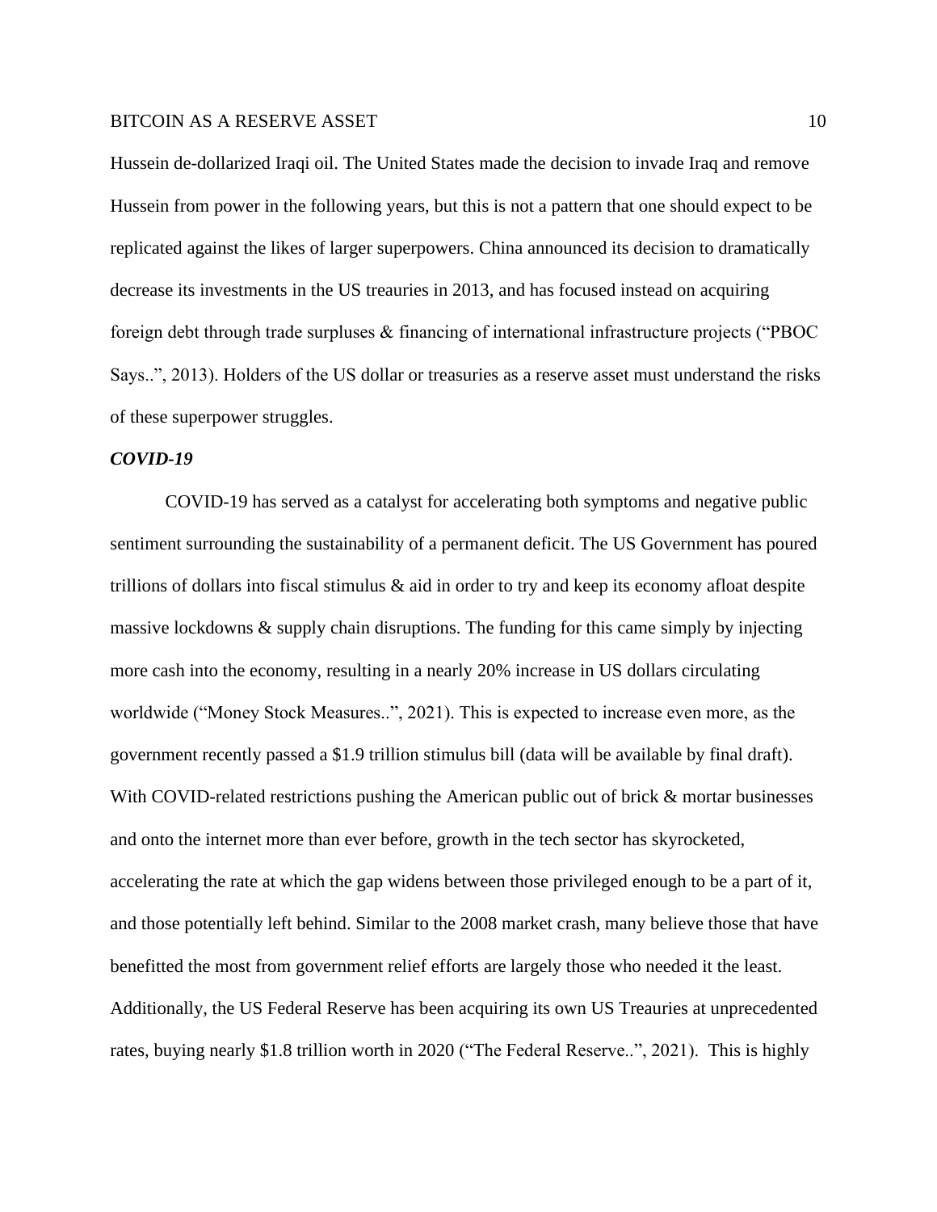Hussein de-dollarized Iraqi oil. The United States made the decision to invade Iraq and remove Hussein from power in the following years, but this is not a pattern that one should expect to be replicated against the likes of larger superpowers. China announced its decision to dramatically decrease its investments in the US treauries in 2013, and has focused instead on acquiring foreign debt through trade surpluses & financing of international infrastructure projects ("PBOC Says..", 2013). Holders of the US dollar or treasuries as a reserve asset must understand the risks of these superpower struggles.

### *COVID-19*

COVID-19 has served as a catalyst for accelerating both symptoms and negative public sentiment surrounding the sustainability of a permanent deficit. The US Government has poured trillions of dollars into fiscal stimulus & aid in order to try and keep its economy afloat despite massive lockdowns & supply chain disruptions. The funding for this came simply by injecting more cash into the economy, resulting in a nearly 20% increase in US dollars circulating worldwide ("Money Stock Measures..", 2021). This is expected to increase even more, as the government recently passed a $1.9 trillion stimulus bill (data will be available by final draft). With COVID-related restrictions pushing the American public out of brick & mortar businesses and onto the internet more than ever before, growth in the tech sector has skyrocketed, accelerating the rate at which the gap widens between those privileged enough to be a part of it, and those potentially left behind. Similar to the 2008 market crash, many believe those that have benefitted the most from government relief efforts are largely those who needed it the least. Additionally, the US Federal Reserve has been acquiring its own US Treauries at unprecedented rates, buying nearly $1.8 trillion worth in 2020 ("The Federal Reserve..", 2021). This is highly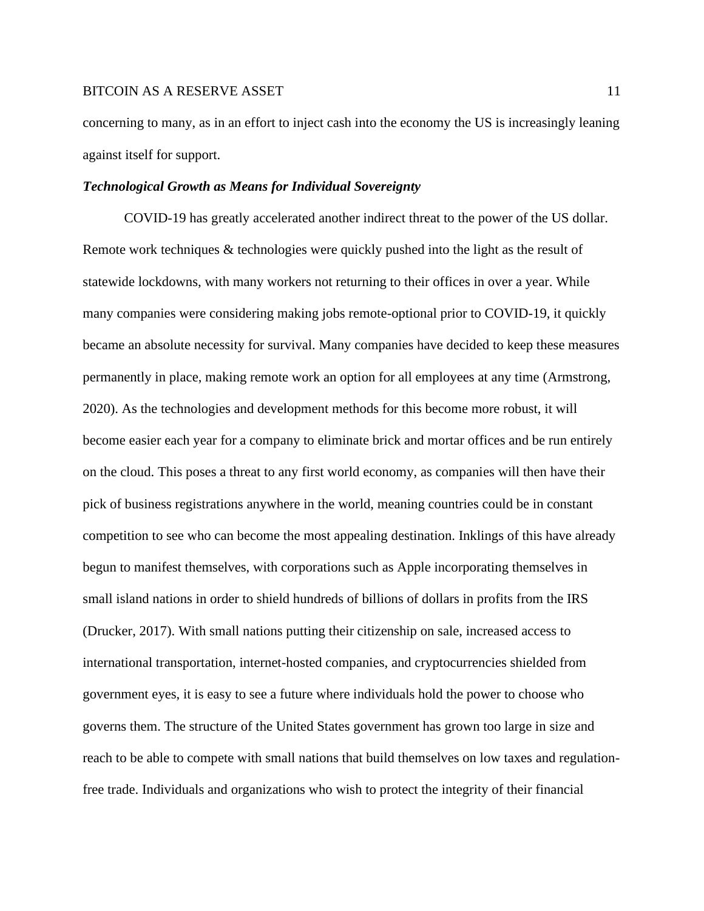concerning to many, as in an effort to inject cash into the economy the US is increasingly leaning against itself for support.

### ***Technological Growth as Means for Individual Sovereignty***

COVID-19 has greatly accelerated another indirect threat to the power of the US dollar. Remote work techniques & technologies were quickly pushed into the light as the result of statewide lockdowns, with many workers not returning to their offices in over a year. While many companies were considering making jobs remote-optional prior to COVID-19, it quickly became an absolute necessity for survival. Many companies have decided to keep these measures permanently in place, making remote work an option for all employees at any time (Armstrong, 2020). As the technologies and development methods for this become more robust, it will become easier each year for a company to eliminate brick and mortar offices and be run entirely on the cloud. This poses a threat to any first world economy, as companies will then have their pick of business registrations anywhere in the world, meaning countries could be in constant competition to see who can become the most appealing destination. Inklings of this have already begun to manifest themselves, with corporations such as Apple incorporating themselves in small island nations in order to shield hundreds of billions of dollars in profits from the IRS (Drucker, 2017). With small nations putting their citizenship on sale, increased access to international transportation, internet-hosted companies, and cryptocurrencies shielded from government eyes, it is easy to see a future where individuals hold the power to choose who governs them. The structure of the United States government has grown too large in size and reach to be able to compete with small nations that build themselves on low taxes and regulation-free trade. Individuals and organizations who wish to protect the integrity of their financial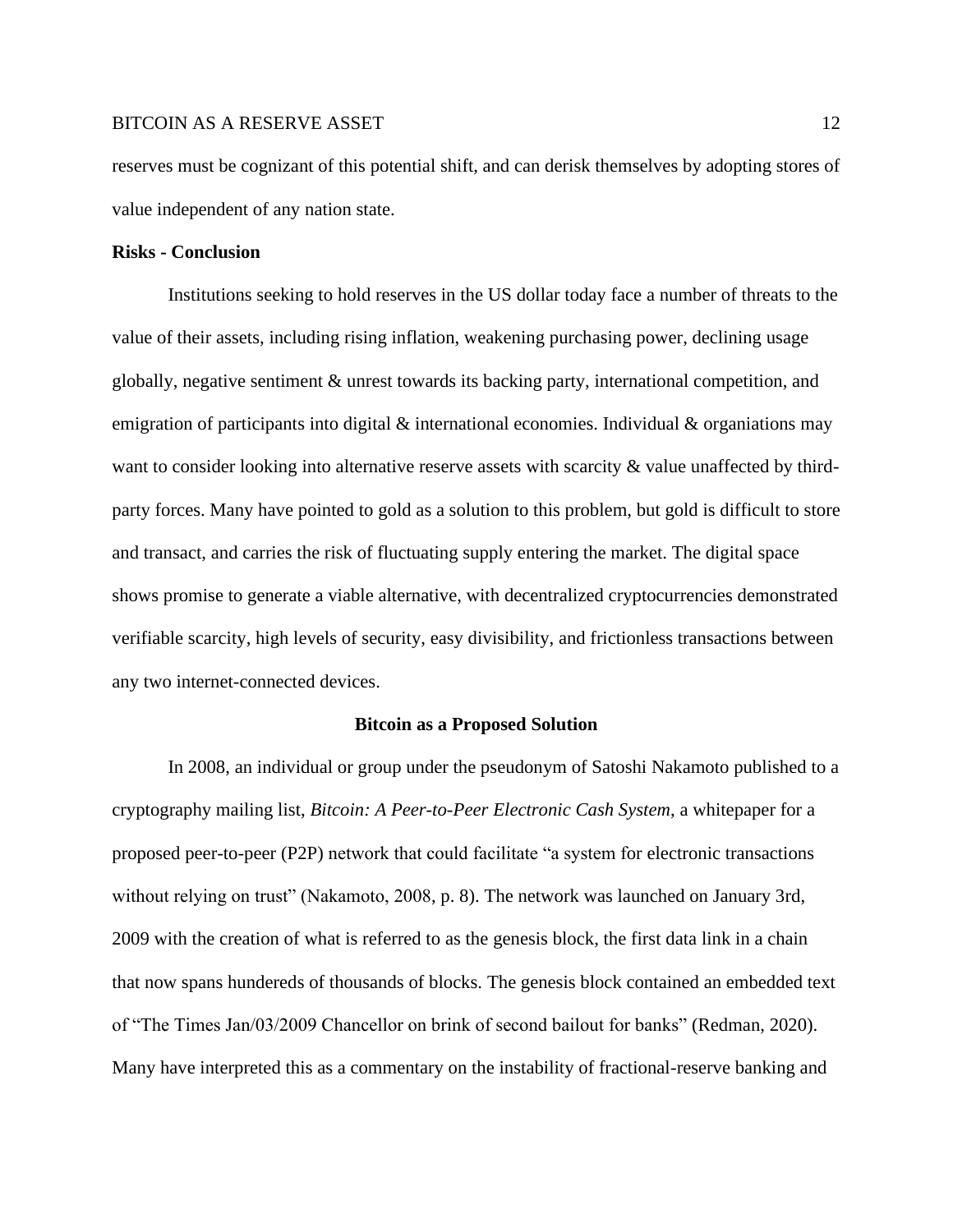reserves must be cognizant of this potential shift, and can derisk themselves by adopting stores of value independent of any nation state.

**Risks - Conclusion**

Institutions seeking to hold reserves in the US dollar today face a number of threats to the value of their assets, including rising inflation, weakening purchasing power, declining usage globally, negative sentiment & unrest towards its backing party, international competition, and emigration of participants into digital & international economies. Individual & organiations may want to consider looking into alternative reserve assets with scarcity & value unaffected by third-party forces. Many have pointed to gold as a solution to this problem, but gold is difficult to store and transact, and carries the risk of fluctuating supply entering the market. The digital space shows promise to generate a viable alternative, with decentralized cryptocurrencies demonstrated verifiable scarcity, high levels of security, easy divisibility, and frictionless transactions between any two internet-connected devices.

## Bitcoin as a Proposed Solution

In 2008, an individual or group under the pseudonym of Satoshi Nakamoto published to a cryptography mailing list, *Bitcoin: A Peer-to-Peer Electronic Cash System*, a whitepaper for a proposed peer-to-peer (P2P) network that could facilitate "a system for electronic transactions without relying on trust" (Nakamoto, 2008, p. 8). The network was launched on January 3rd, 2009 with the creation of what is referred to as the genesis block, the first data link in a chain that now spans hundereds of thousands of blocks. The genesis block contained an embedded text of "The Times Jan/03/2009 Chancellor on brink of second bailout for banks" (Redman, 2020). Many have interpreted this as a commentary on the instability of fractional-reserve banking and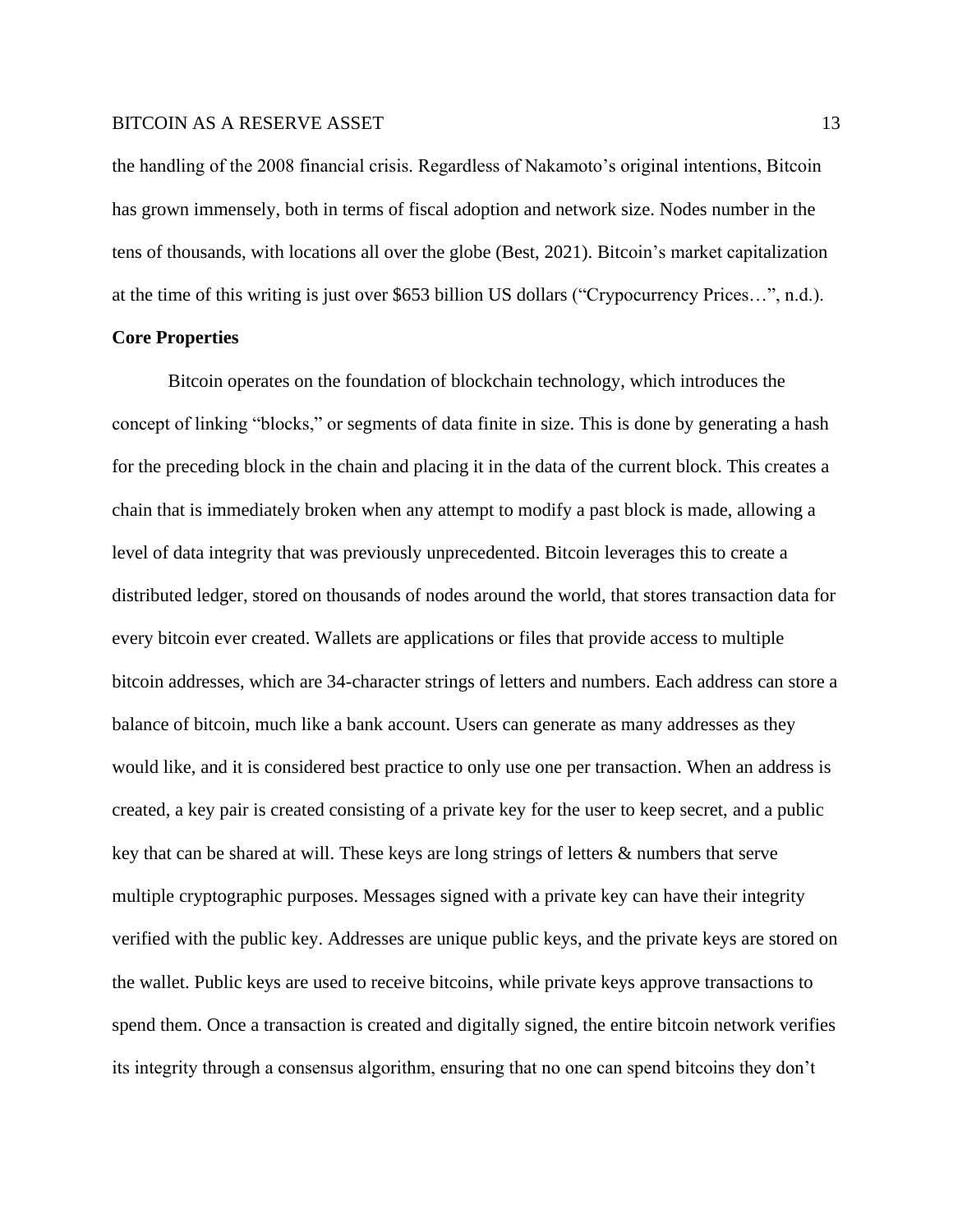the handling of the 2008 financial crisis. Regardless of Nakamoto's original intentions, Bitcoin has grown immensely, both in terms of fiscal adoption and network size. Nodes number in the tens of thousands, with locations all over the globe (Best, 2021). Bitcoin's market capitalization at the time of this writing is just over $653 billion US dollars ("Crypocurrency Prices…", n.d.).

**Core Properties**

Bitcoin operates on the foundation of blockchain technology, which introduces the concept of linking "blocks," or segments of data finite in size. This is done by generating a hash for the preceding block in the chain and placing it in the data of the current block. This creates a chain that is immediately broken when any attempt to modify a past block is made, allowing a level of data integrity that was previously unprecedented. Bitcoin leverages this to create a distributed ledger, stored on thousands of nodes around the world, that stores transaction data for every bitcoin ever created. Wallets are applications or files that provide access to multiple bitcoin addresses, which are 34-character strings of letters and numbers. Each address can store a balance of bitcoin, much like a bank account. Users can generate as many addresses as they would like, and it is considered best practice to only use one per transaction. When an address is created, a key pair is created consisting of a private key for the user to keep secret, and a public key that can be shared at will. These keys are long strings of letters & numbers that serve multiple cryptographic purposes. Messages signed with a private key can have their integrity verified with the public key. Addresses are unique public keys, and the private keys are stored on the wallet. Public keys are used to receive bitcoins, while private keys approve transactions to spend them. Once a transaction is created and digitally signed, the entire bitcoin network verifies its integrity through a consensus algorithm, ensuring that no one can spend bitcoins they don't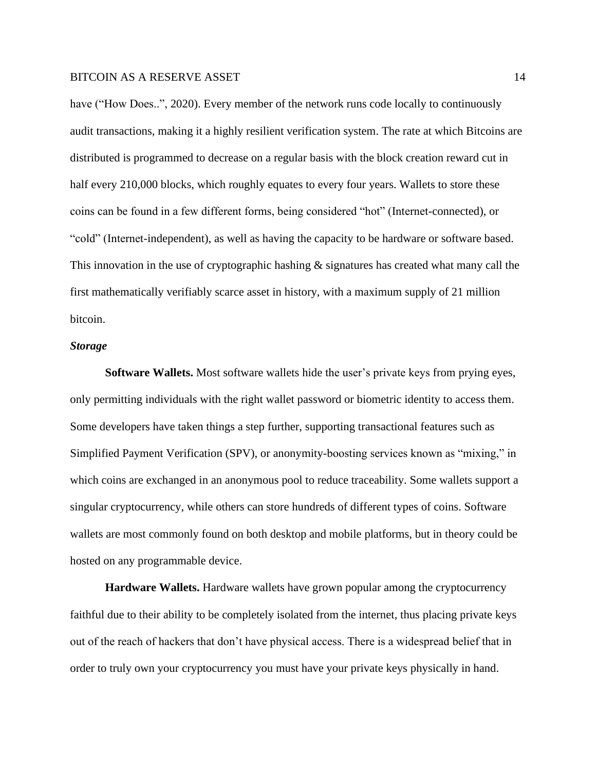have (“How Does..”, 2020). Every member of the network runs code locally to continuously audit transactions, making it a highly resilient verification system. The rate at which Bitcoins are distributed is programmed to decrease on a regular basis with the block creation reward cut in half every 210,000 blocks, which roughly equates to every four years. Wallets to store these coins can be found in a few different forms, being considered “hot” (Internet-connected), or “cold” (Internet-independent), as well as having the capacity to be hardware or software based. This innovation in the use of cryptographic hashing & signatures has created what many call the first mathematically verifiably scarce asset in history, with a maximum supply of 21 million bitcoin.

### *Storage*

**Software Wallets.** Most software wallets hide the user’s private keys from prying eyes, only permitting individuals with the right wallet password or biometric identity to access them. Some developers have taken things a step further, supporting transactional features such as Simplified Payment Verification (SPV), or anonymity-boosting services known as “mixing,” in which coins are exchanged in an anonymous pool to reduce traceability. Some wallets support a singular cryptocurrency, while others can store hundreds of different types of coins. Software wallets are most commonly found on both desktop and mobile platforms, but in theory could be hosted on any programmable device.

**Hardware Wallets.** Hardware wallets have grown popular among the cryptocurrency faithful due to their ability to be completely isolated from the internet, thus placing private keys out of the reach of hackers that don’t have physical access. There is a widespread belief that in order to truly own your cryptocurrency you must have your private keys physically in hand.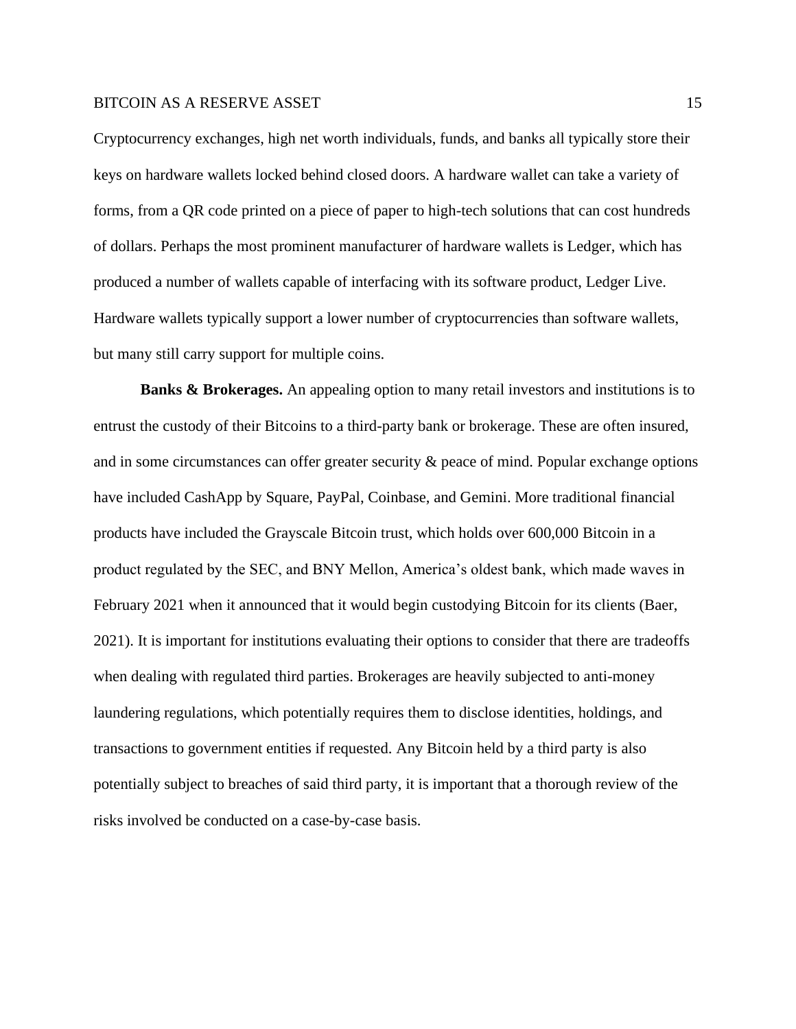Cryptocurrency exchanges, high net worth individuals, funds, and banks all typically store their keys on hardware wallets locked behind closed doors. A hardware wallet can take a variety of forms, from a QR code printed on a piece of paper to high-tech solutions that can cost hundreds of dollars. Perhaps the most prominent manufacturer of hardware wallets is Ledger, which has produced a number of wallets capable of interfacing with its software product, Ledger Live. Hardware wallets typically support a lower number of cryptocurrencies than software wallets, but many still carry support for multiple coins.

**Banks & Brokerages.** An appealing option to many retail investors and institutions is to entrust the custody of their Bitcoins to a third-party bank or brokerage. These are often insured, and in some circumstances can offer greater security & peace of mind. Popular exchange options have included CashApp by Square, PayPal, Coinbase, and Gemini. More traditional financial products have included the Grayscale Bitcoin trust, which holds over 600,000 Bitcoin in a product regulated by the SEC, and BNY Mellon, America's oldest bank, which made waves in February 2021 when it announced that it would begin custodying Bitcoin for its clients (Baer, 2021). It is important for institutions evaluating their options to consider that there are tradeoffs when dealing with regulated third parties. Brokerages are heavily subjected to anti-money laundering regulations, which potentially requires them to disclose identities, holdings, and transactions to government entities if requested. Any Bitcoin held by a third party is also potentially subject to breaches of said third party, it is important that a thorough review of the risks involved be conducted on a case-by-case basis.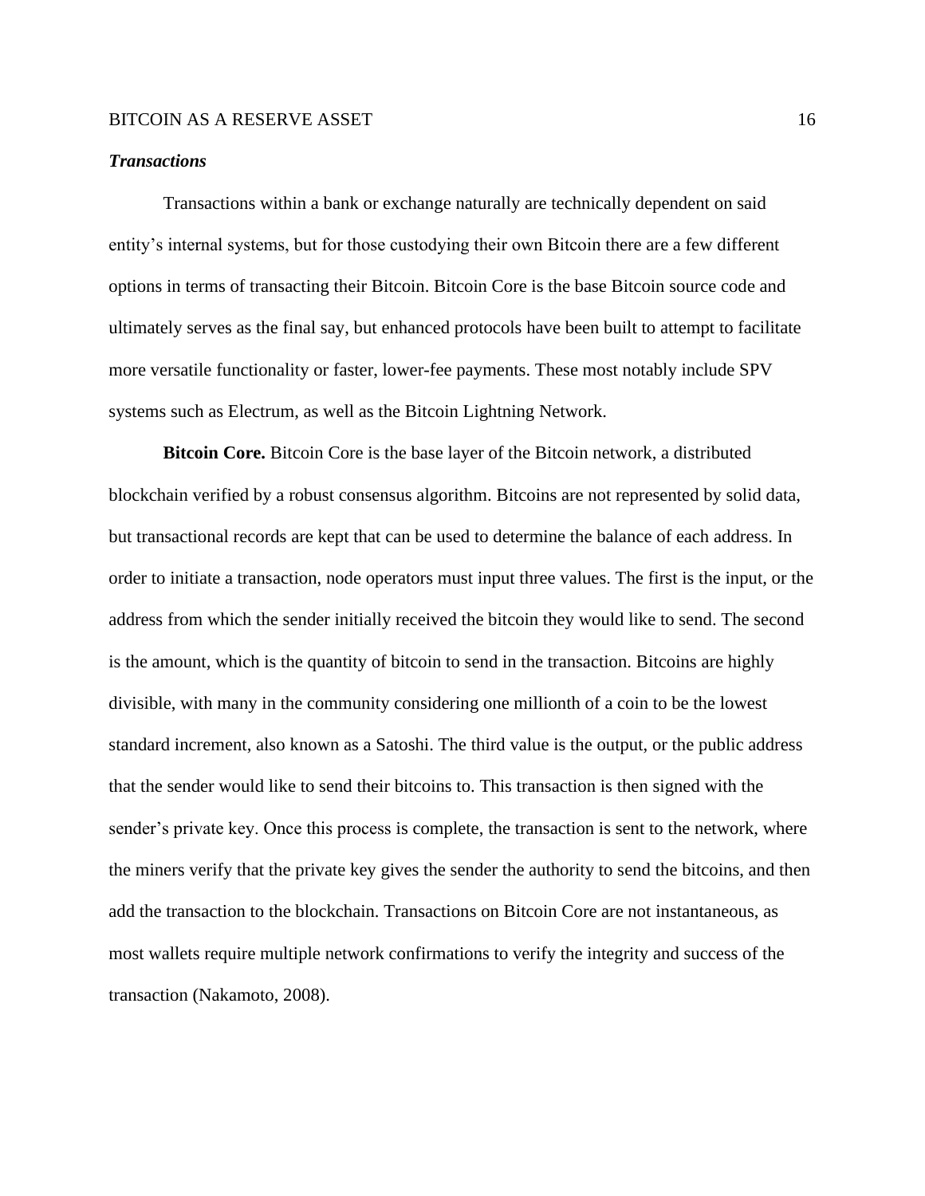### *Transactions*

Transactions within a bank or exchange naturally are technically dependent on said entity's internal systems, but for those custodying their own Bitcoin there are a few different options in terms of transacting their Bitcoin. Bitcoin Core is the base Bitcoin source code and ultimately serves as the final say, but enhanced protocols have been built to attempt to facilitate more versatile functionality or faster, lower-fee payments. These most notably include SPV systems such as Electrum, as well as the Bitcoin Lightning Network.

**Bitcoin Core.** Bitcoin Core is the base layer of the Bitcoin network, a distributed blockchain verified by a robust consensus algorithm. Bitcoins are not represented by solid data, but transactional records are kept that can be used to determine the balance of each address. In order to initiate a transaction, node operators must input three values. The first is the input, or the address from which the sender initially received the bitcoin they would like to send. The second is the amount, which is the quantity of bitcoin to send in the transaction. Bitcoins are highly divisible, with many in the community considering one millionth of a coin to be the lowest standard increment, also known as a Satoshi. The third value is the output, or the public address that the sender would like to send their bitcoins to. This transaction is then signed with the sender's private key. Once this process is complete, the transaction is sent to the network, where the miners verify that the private key gives the sender the authority to send the bitcoins, and then add the transaction to the blockchain. Transactions on Bitcoin Core are not instantaneous, as most wallets require multiple network confirmations to verify the integrity and success of the transaction (Nakamoto, 2008).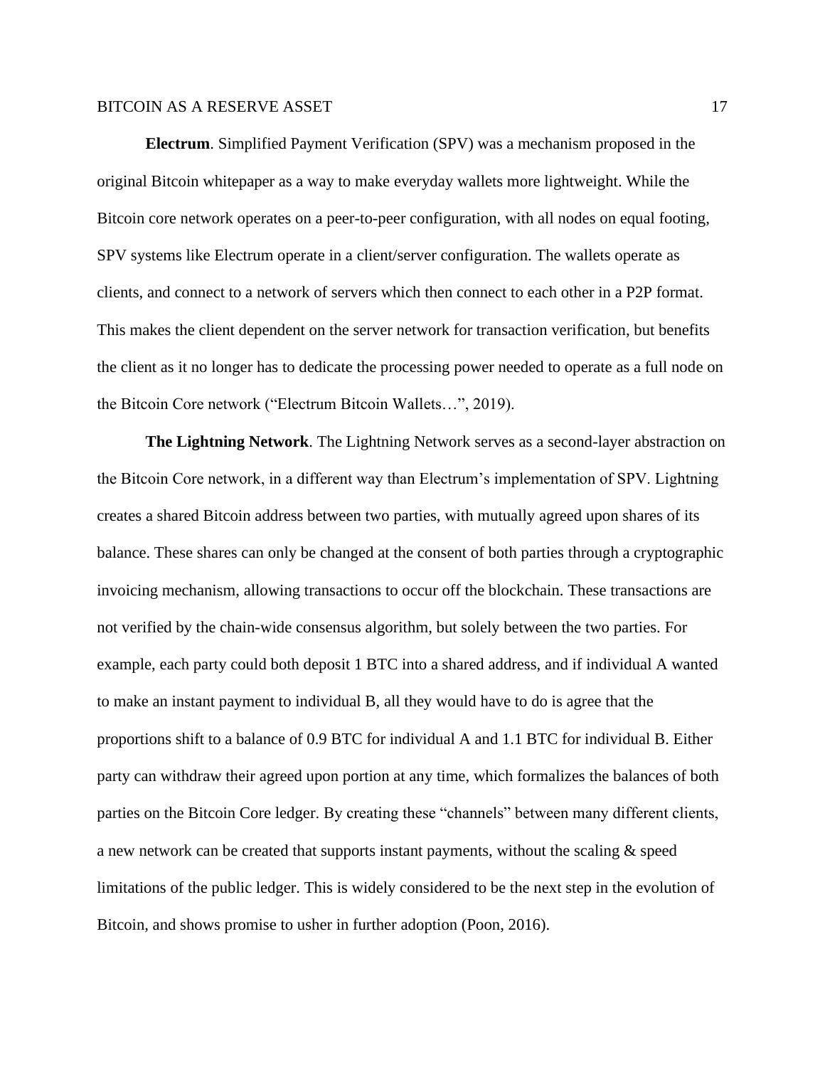**Electrum**. Simplified Payment Verification (SPV) was a mechanism proposed in the original Bitcoin whitepaper as a way to make everyday wallets more lightweight. While the Bitcoin core network operates on a peer-to-peer configuration, with all nodes on equal footing, SPV systems like Electrum operate in a client/server configuration. The wallets operate as clients, and connect to a network of servers which then connect to each other in a P2P format. This makes the client dependent on the server network for transaction verification, but benefits the client as it no longer has to dedicate the processing power needed to operate as a full node on the Bitcoin Core network ("Electrum Bitcoin Wallets…", 2019).

**The Lightning Network**. The Lightning Network serves as a second-layer abstraction on the Bitcoin Core network, in a different way than Electrum's implementation of SPV. Lightning creates a shared Bitcoin address between two parties, with mutually agreed upon shares of its balance. These shares can only be changed at the consent of both parties through a cryptographic invoicing mechanism, allowing transactions to occur off the blockchain. These transactions are not verified by the chain-wide consensus algorithm, but solely between the two parties. For example, each party could both deposit 1 BTC into a shared address, and if individual A wanted to make an instant payment to individual B, all they would have to do is agree that the proportions shift to a balance of 0.9 BTC for individual A and 1.1 BTC for individual B. Either party can withdraw their agreed upon portion at any time, which formalizes the balances of both parties on the Bitcoin Core ledger. By creating these "channels" between many different clients, a new network can be created that supports instant payments, without the scaling & speed limitations of the public ledger. This is widely considered to be the next step in the evolution of Bitcoin, and shows promise to usher in further adoption (Poon, 2016).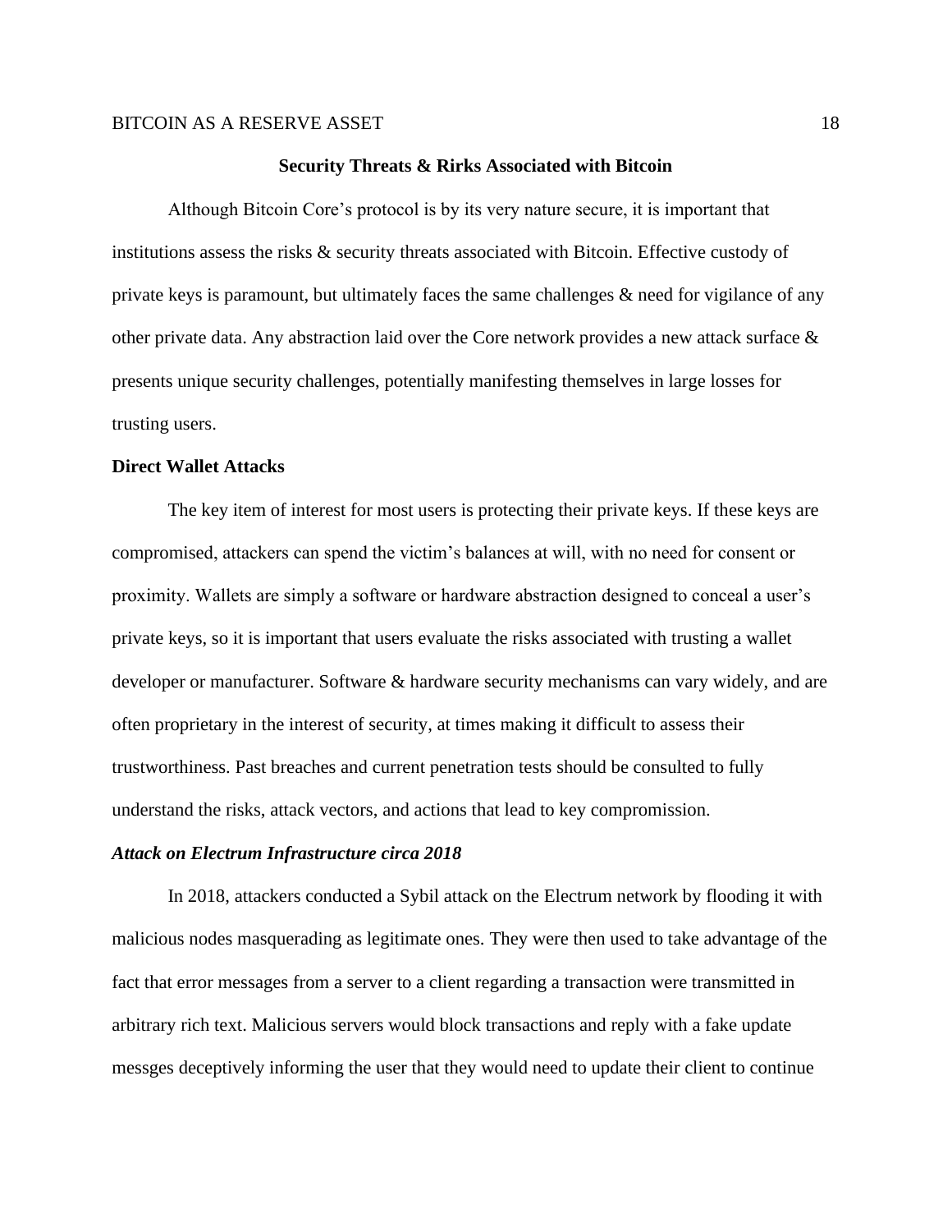## Security Threats & Rirks Associated with Bitcoin

Although Bitcoin Core's protocol is by its very nature secure, it is important that institutions assess the risks & security threats associated with Bitcoin. Effective custody of private keys is paramount, but ultimately faces the same challenges & need for vigilance of any other private data. Any abstraction laid over the Core network provides a new attack surface & presents unique security challenges, potentially manifesting themselves in large losses for trusting users.

### Direct Wallet Attacks

The key item of interest for most users is protecting their private keys. If these keys are compromised, attackers can spend the victim's balances at will, with no need for consent or proximity. Wallets are simply a software or hardware abstraction designed to conceal a user's private keys, so it is important that users evaluate the risks associated with trusting a wallet developer or manufacturer. Software & hardware security mechanisms can vary widely, and are often proprietary in the interest of security, at times making it difficult to assess their trustworthiness. Past breaches and current penetration tests should be consulted to fully understand the risks, attack vectors, and actions that lead to key compromission.

#### *Attack on Electrum Infrastructure circa 2018*

In 2018, attackers conducted a Sybil attack on the Electrum network by flooding it with malicious nodes masquerading as legitimate ones. They were then used to take advantage of the fact that error messages from a server to a client regarding a transaction were transmitted in arbitrary rich text. Malicious servers would block transactions and reply with a fake update messges deceptively informing the user that they would need to update their client to continue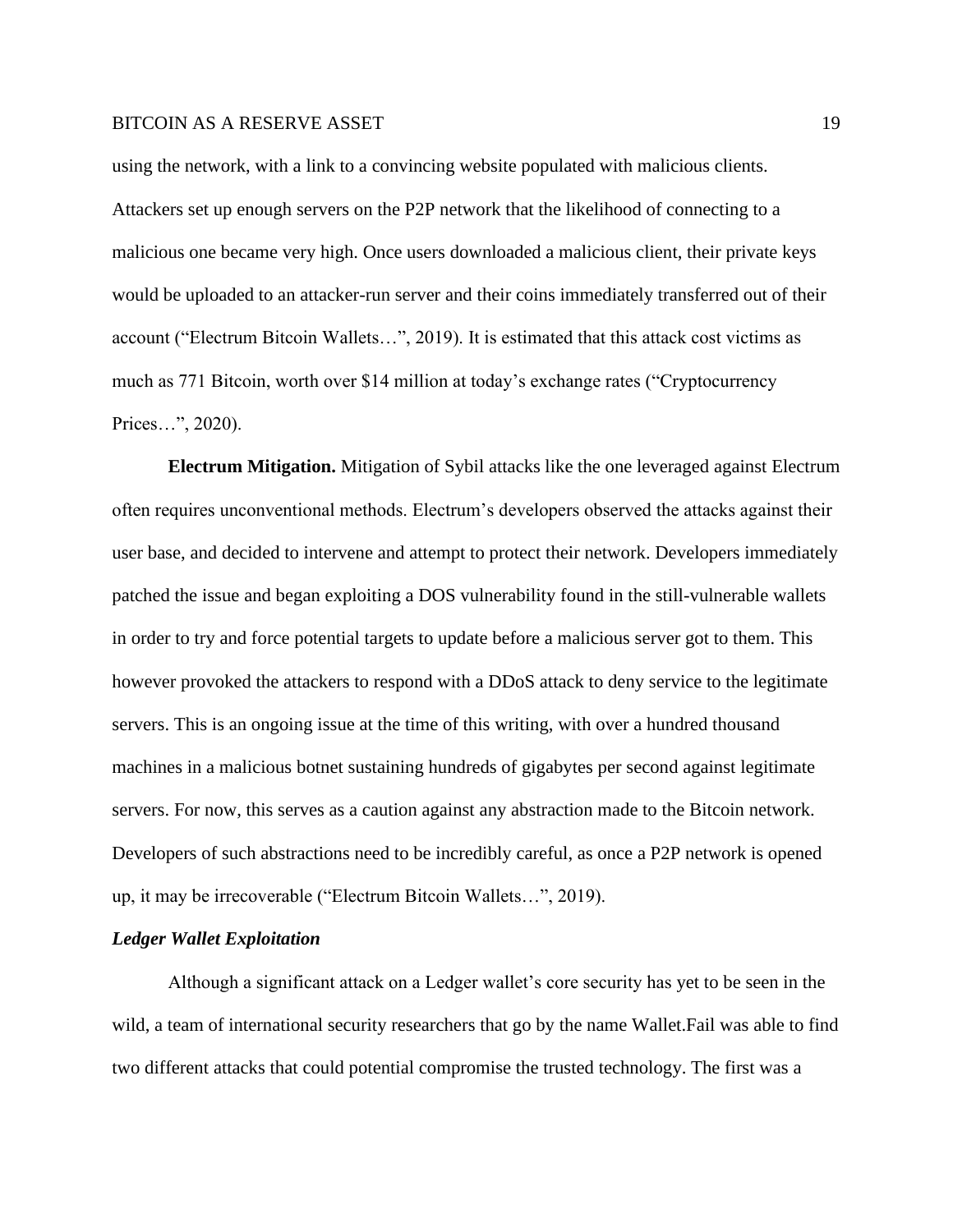using the network, with a link to a convincing website populated with malicious clients. Attackers set up enough servers on the P2P network that the likelihood of connecting to a malicious one became very high. Once users downloaded a malicious client, their private keys would be uploaded to an attacker-run server and their coins immediately transferred out of their account (“Electrum Bitcoin Wallets…”, 2019). It is estimated that this attack cost victims as much as 771 Bitcoin, worth over $14 million at today’s exchange rates (“Cryptocurrency Prices…”, 2020).

**Electrum Mitigation.** Mitigation of Sybil attacks like the one leveraged against Electrum often requires unconventional methods. Electrum’s developers observed the attacks against their user base, and decided to intervene and attempt to protect their network. Developers immediately patched the issue and began exploiting a DOS vulnerability found in the still-vulnerable wallets in order to try and force potential targets to update before a malicious server got to them. This however provoked the attackers to respond with a DDoS attack to deny service to the legitimate servers. This is an ongoing issue at the time of this writing, with over a hundred thousand machines in a malicious botnet sustaining hundreds of gigabytes per second against legitimate servers. For now, this serves as a caution against any abstraction made to the Bitcoin network. Developers of such abstractions need to be incredibly careful, as once a P2P network is opened up, it may be irrecoverable (“Electrum Bitcoin Wallets…”, 2019).

### ***Ledger Wallet Exploitation***

Although a significant attack on a Ledger wallet’s core security has yet to be seen in the wild, a team of international security researchers that go by the name Wallet.Fail was able to find two different attacks that could potential compromise the trusted technology. The first was a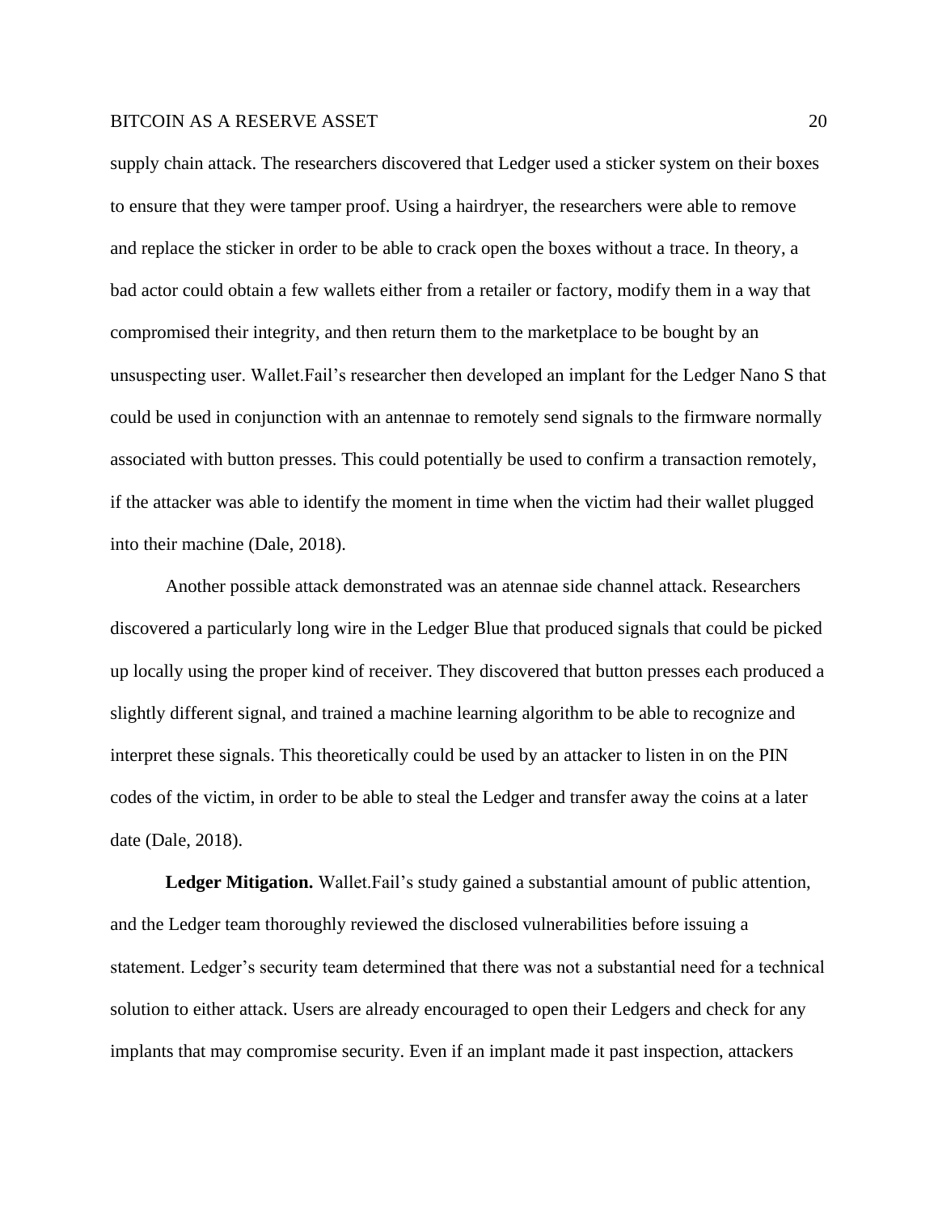supply chain attack. The researchers discovered that Ledger used a sticker system on their boxes to ensure that they were tamper proof. Using a hairdryer, the researchers were able to remove and replace the sticker in order to be able to crack open the boxes without a trace. In theory, a bad actor could obtain a few wallets either from a retailer or factory, modify them in a way that compromised their integrity, and then return them to the marketplace to be bought by an unsuspecting user. Wallet.Fail's researcher then developed an implant for the Ledger Nano S that could be used in conjunction with an antennae to remotely send signals to the firmware normally associated with button presses. This could potentially be used to confirm a transaction remotely, if the attacker was able to identify the moment in time when the victim had their wallet plugged into their machine (Dale, 2018).

Another possible attack demonstrated was an atennae side channel attack. Researchers discovered a particularly long wire in the Ledger Blue that produced signals that could be picked up locally using the proper kind of receiver. They discovered that button presses each produced a slightly different signal, and trained a machine learning algorithm to be able to recognize and interpret these signals. This theoretically could be used by an attacker to listen in on the PIN codes of the victim, in order to be able to steal the Ledger and transfer away the coins at a later date (Dale, 2018).

**Ledger Mitigation.** Wallet.Fail's study gained a substantial amount of public attention, and the Ledger team thoroughly reviewed the disclosed vulnerabilities before issuing a statement. Ledger's security team determined that there was not a substantial need for a technical solution to either attack. Users are already encouraged to open their Ledgers and check for any implants that may compromise security. Even if an implant made it past inspection, attackers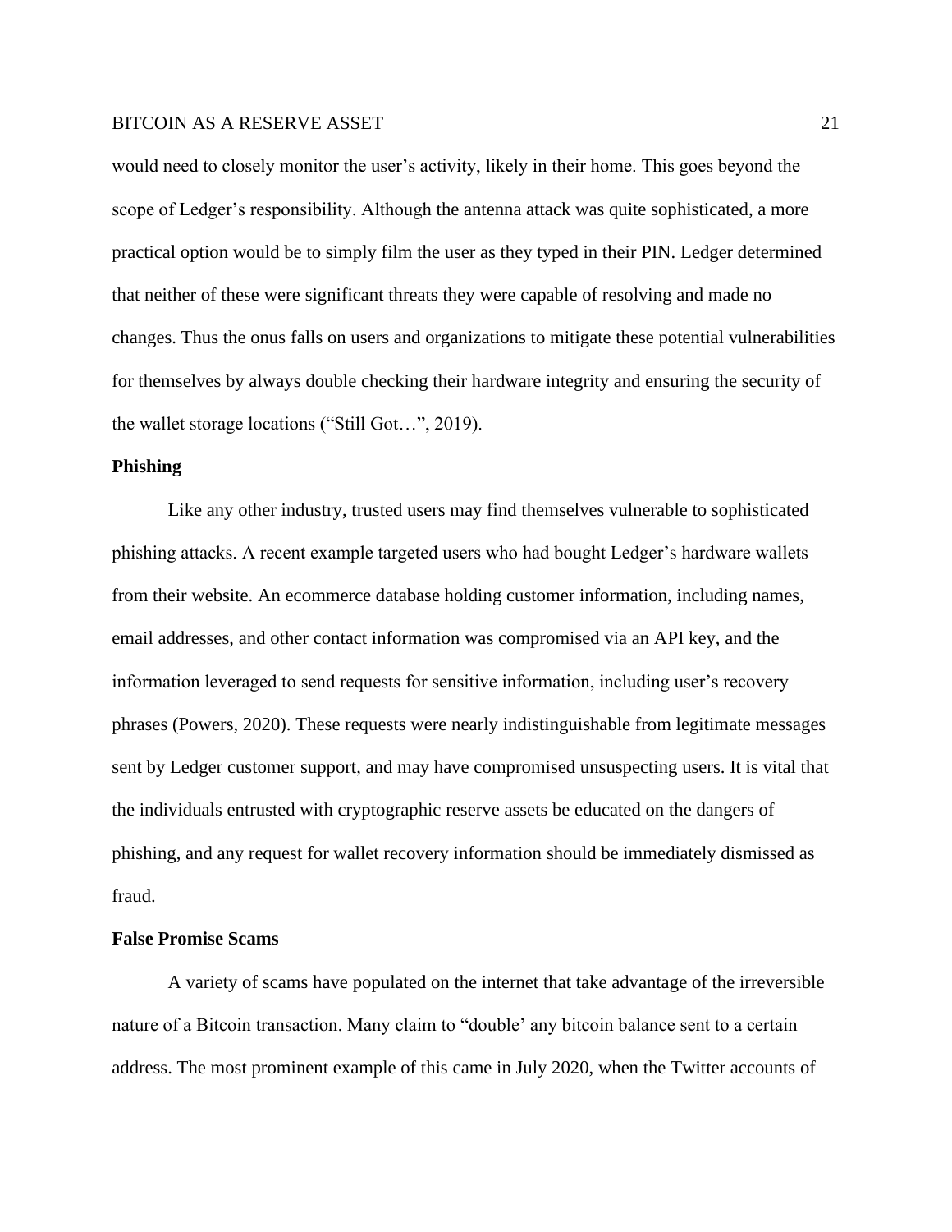would need to closely monitor the user's activity, likely in their home. This goes beyond the scope of Ledger's responsibility. Although the antenna attack was quite sophisticated, a more practical option would be to simply film the user as they typed in their PIN. Ledger determined that neither of these were significant threats they were capable of resolving and made no changes. Thus the onus falls on users and organizations to mitigate these potential vulnerabilities for themselves by always double checking their hardware integrity and ensuring the security of the wallet storage locations ("Still Got…", 2019).

**Phishing**

Like any other industry, trusted users may find themselves vulnerable to sophisticated phishing attacks. A recent example targeted users who had bought Ledger's hardware wallets from their website. An ecommerce database holding customer information, including names, email addresses, and other contact information was compromised via an API key, and the information leveraged to send requests for sensitive information, including user's recovery phrases (Powers, 2020). These requests were nearly indistinguishable from legitimate messages sent by Ledger customer support, and may have compromised unsuspecting users. It is vital that the individuals entrusted with cryptographic reserve assets be educated on the dangers of phishing, and any request for wallet recovery information should be immediately dismissed as fraud.

**False Promise Scams**

A variety of scams have populated on the internet that take advantage of the irreversible nature of a Bitcoin transaction. Many claim to "double' any bitcoin balance sent to a certain address. The most prominent example of this came in July 2020, when the Twitter accounts of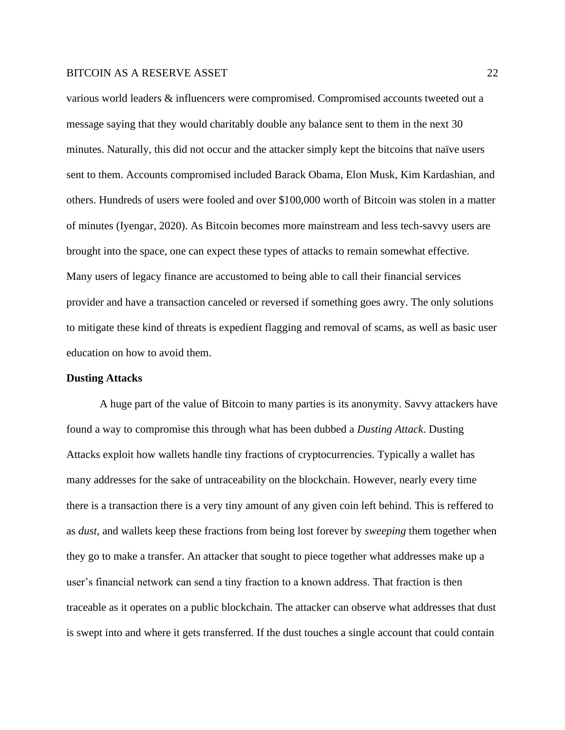various world leaders & influencers were compromised. Compromised accounts tweeted out a message saying that they would charitably double any balance sent to them in the next 30 minutes. Naturally, this did not occur and the attacker simply kept the bitcoins that naïve users sent to them. Accounts compromised included Barack Obama, Elon Musk, Kim Kardashian, and others. Hundreds of users were fooled and over $100,000 worth of Bitcoin was stolen in a matter of minutes (Iyengar, 2020). As Bitcoin becomes more mainstream and less tech-savvy users are brought into the space, one can expect these types of attacks to remain somewhat effective. Many users of legacy finance are accustomed to being able to call their financial services provider and have a transaction canceled or reversed if something goes awry. The only solutions to mitigate these kind of threats is expedient flagging and removal of scams, as well as basic user education on how to avoid them.

**Dusting Attacks**

A huge part of the value of Bitcoin to many parties is its anonymity. Savvy attackers have found a way to compromise this through what has been dubbed a *Dusting Attack*. Dusting Attacks exploit how wallets handle tiny fractions of cryptocurrencies. Typically a wallet has many addresses for the sake of untraceability on the blockchain. However, nearly every time there is a transaction there is a very tiny amount of any given coin left behind. This is reffered to as *dust*, and wallets keep these fractions from being lost forever by *sweeping* them together when they go to make a transfer. An attacker that sought to piece together what addresses make up a user's financial network can send a tiny fraction to a known address. That fraction is then traceable as it operates on a public blockchain. The attacker can observe what addresses that dust is swept into and where it gets transferred. If the dust touches a single account that could contain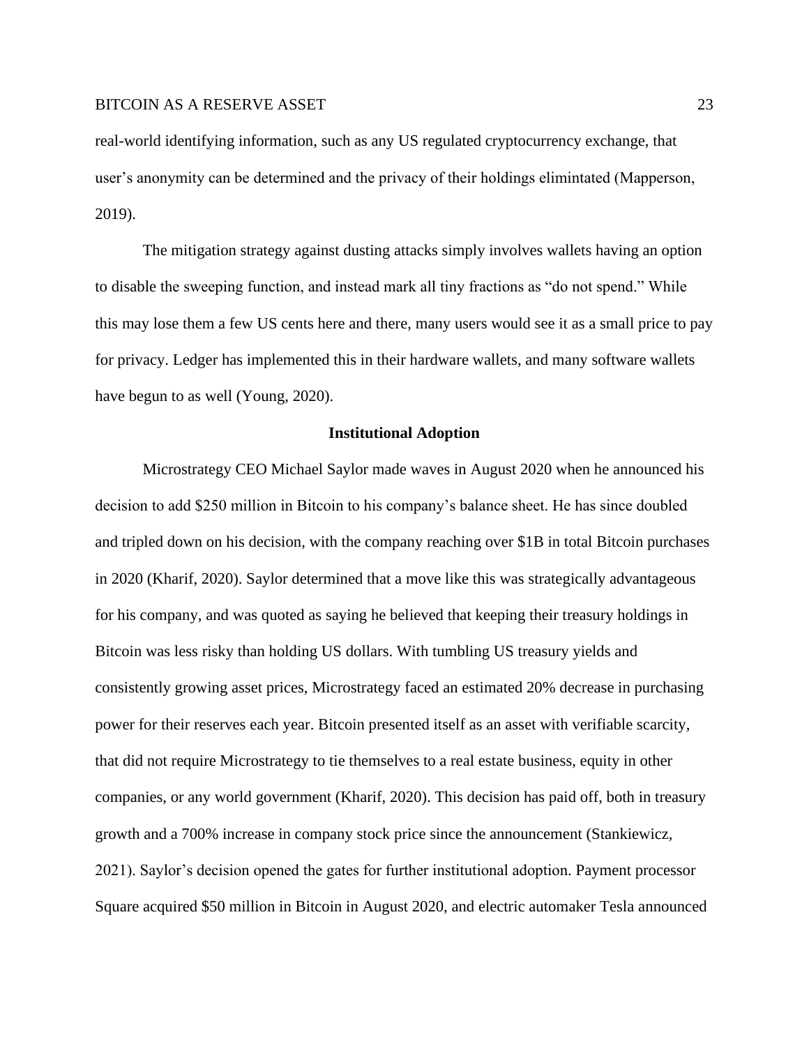real-world identifying information, such as any US regulated cryptocurrency exchange, that user's anonymity can be determined and the privacy of their holdings elimintated (Mapperson, 2019).

The mitigation strategy against dusting attacks simply involves wallets having an option to disable the sweeping function, and instead mark all tiny fractions as "do not spend." While this may lose them a few US cents here and there, many users would see it as a small price to pay for privacy. Ledger has implemented this in their hardware wallets, and many software wallets have begun to as well (Young, 2020).

## Institutional Adoption

Microstrategy CEO Michael Saylor made waves in August 2020 when he announced his decision to add $250 million in Bitcoin to his company's balance sheet. He has since doubled and tripled down on his decision, with the company reaching over $1B in total Bitcoin purchases in 2020 (Kharif, 2020). Saylor determined that a move like this was strategically advantageous for his company, and was quoted as saying he believed that keeping their treasury holdings in Bitcoin was less risky than holding US dollars. With tumbling US treasury yields and consistently growing asset prices, Microstrategy faced an estimated 20% decrease in purchasing power for their reserves each year. Bitcoin presented itself as an asset with verifiable scarcity, that did not require Microstrategy to tie themselves to a real estate business, equity in other companies, or any world government (Kharif, 2020). This decision has paid off, both in treasury growth and a 700% increase in company stock price since the announcement (Stankiewicz, 2021). Saylor's decision opened the gates for further institutional adoption. Payment processor Square acquired $50 million in Bitcoin in August 2020, and electric automaker Tesla announced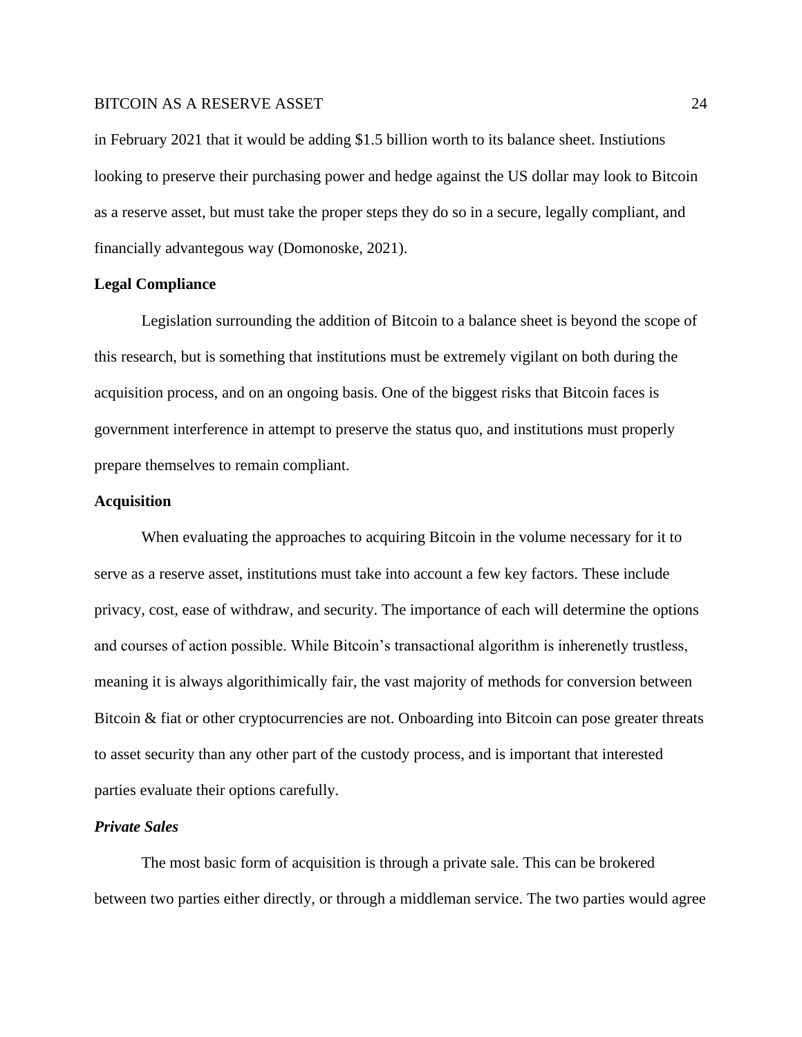in February 2021 that it would be adding $1.5 billion worth to its balance sheet. Instiutions looking to preserve their purchasing power and hedge against the US dollar may look to Bitcoin as a reserve asset, but must take the proper steps they do so in a secure, legally compliant, and financially advantegous way (Domonoske, 2021).

## Legal Compliance

Legislation surrounding the addition of Bitcoin to a balance sheet is beyond the scope of this research, but is something that institutions must be extremely vigilant on both during the acquisition process, and on an ongoing basis. One of the biggest risks that Bitcoin faces is government interference in attempt to preserve the status quo, and institutions must properly prepare themselves to remain compliant.

## Acquisition

When evaluating the approaches to acquiring Bitcoin in the volume necessary for it to serve as a reserve asset, institutions must take into account a few key factors. These include privacy, cost, ease of withdraw, and security. The importance of each will determine the options and courses of action possible. While Bitcoin's transactional algorithm is inherenetly trustless, meaning it is always algorithimically fair, the vast majority of methods for conversion between Bitcoin & fiat or other cryptocurrencies are not. Onboarding into Bitcoin can pose greater threats to asset security than any other part of the custody process, and is important that interested parties evaluate their options carefully.

### *Private Sales*

The most basic form of acquisition is through a private sale. This can be brokered between two parties either directly, or through a middleman service. The two parties would agree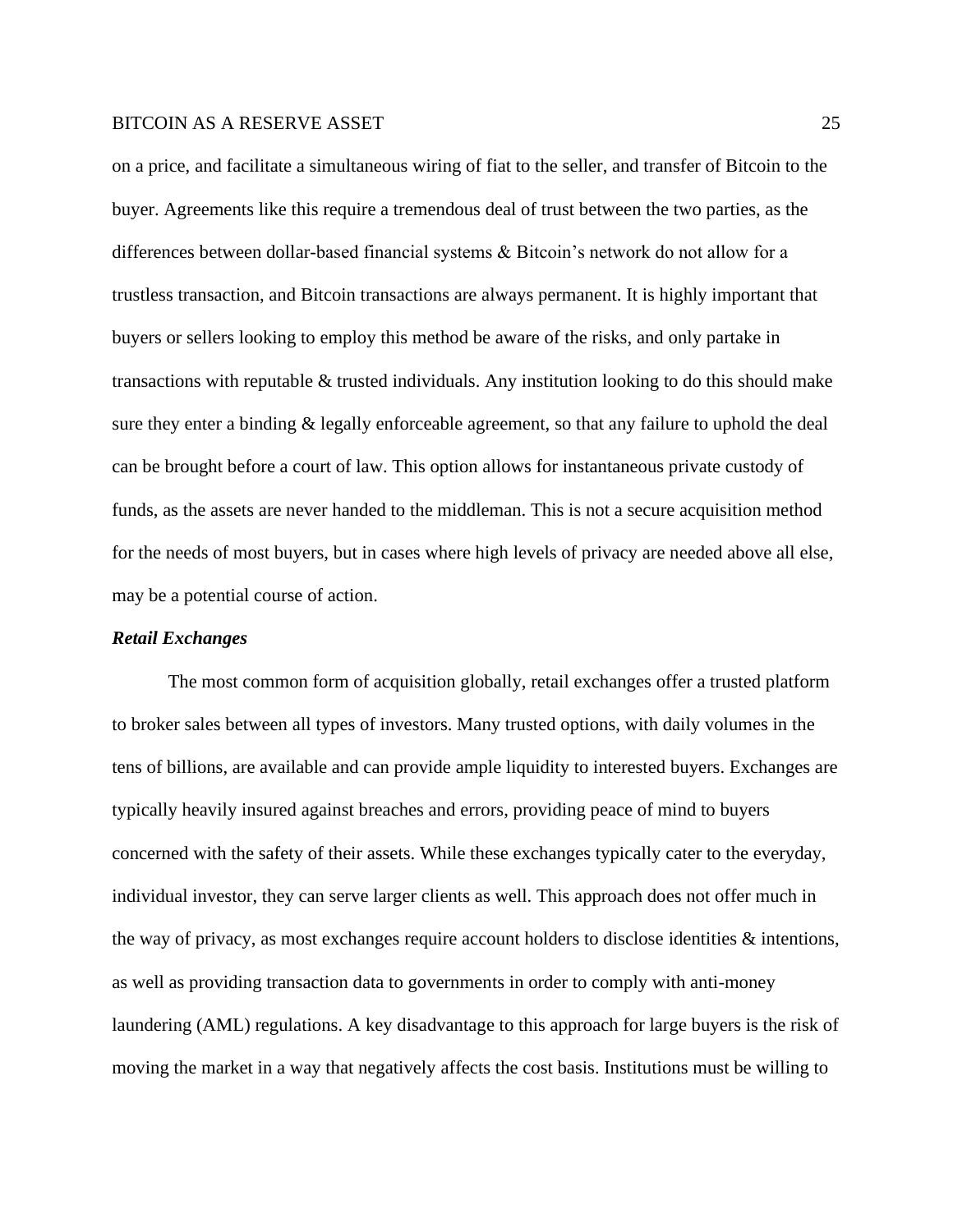on a price, and facilitate a simultaneous wiring of fiat to the seller, and transfer of Bitcoin to the buyer. Agreements like this require a tremendous deal of trust between the two parties, as the differences between dollar-based financial systems & Bitcoin's network do not allow for a trustless transaction, and Bitcoin transactions are always permanent. It is highly important that buyers or sellers looking to employ this method be aware of the risks, and only partake in transactions with reputable & trusted individuals. Any institution looking to do this should make sure they enter a binding & legally enforceable agreement, so that any failure to uphold the deal can be brought before a court of law. This option allows for instantaneous private custody of funds, as the assets are never handed to the middleman. This is not a secure acquisition method for the needs of most buyers, but in cases where high levels of privacy are needed above all else, may be a potential course of action.

***Retail Exchanges***

The most common form of acquisition globally, retail exchanges offer a trusted platform to broker sales between all types of investors. Many trusted options, with daily volumes in the tens of billions, are available and can provide ample liquidity to interested buyers. Exchanges are typically heavily insured against breaches and errors, providing peace of mind to buyers concerned with the safety of their assets. While these exchanges typically cater to the everyday, individual investor, they can serve larger clients as well. This approach does not offer much in the way of privacy, as most exchanges require account holders to disclose identities & intentions, as well as providing transaction data to governments in order to comply with anti-money laundering (AML) regulations. A key disadvantage to this approach for large buyers is the risk of moving the market in a way that negatively affects the cost basis. Institutions must be willing to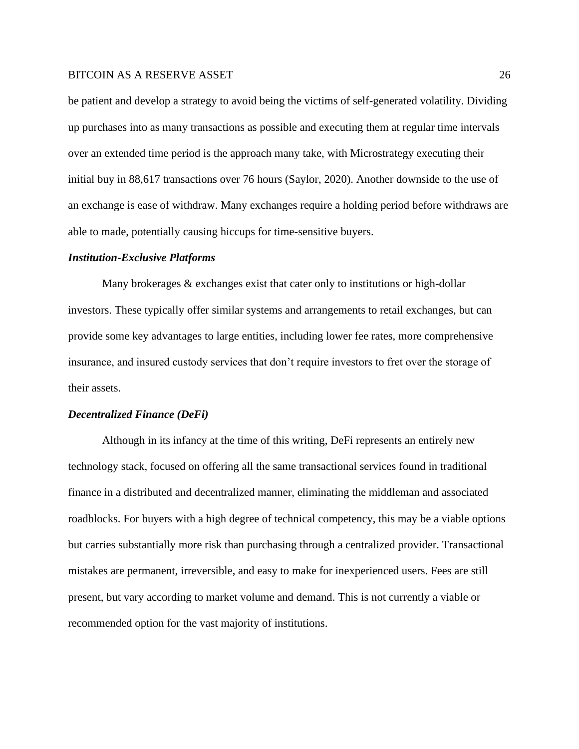be patient and develop a strategy to avoid being the victims of self-generated volatility. Dividing up purchases into as many transactions as possible and executing them at regular time intervals over an extended time period is the approach many take, with Microstrategy executing their initial buy in 88,617 transactions over 76 hours (Saylor, 2020). Another downside to the use of an exchange is ease of withdraw. Many exchanges require a holding period before withdraws are able to made, potentially causing hiccups for time-sensitive buyers.

### *Institution-Exclusive Platforms*

Many brokerages & exchanges exist that cater only to institutions or high-dollar investors. These typically offer similar systems and arrangements to retail exchanges, but can provide some key advantages to large entities, including lower fee rates, more comprehensive insurance, and insured custody services that don't require investors to fret over the storage of their assets.

### *Decentralized Finance (DeFi)*

Although in its infancy at the time of this writing, DeFi represents an entirely new technology stack, focused on offering all the same transactional services found in traditional finance in a distributed and decentralized manner, eliminating the middleman and associated roadblocks. For buyers with a high degree of technical competency, this may be a viable options but carries substantially more risk than purchasing through a centralized provider. Transactional mistakes are permanent, irreversible, and easy to make for inexperienced users. Fees are still present, but vary according to market volume and demand. This is not currently a viable or recommended option for the vast majority of institutions.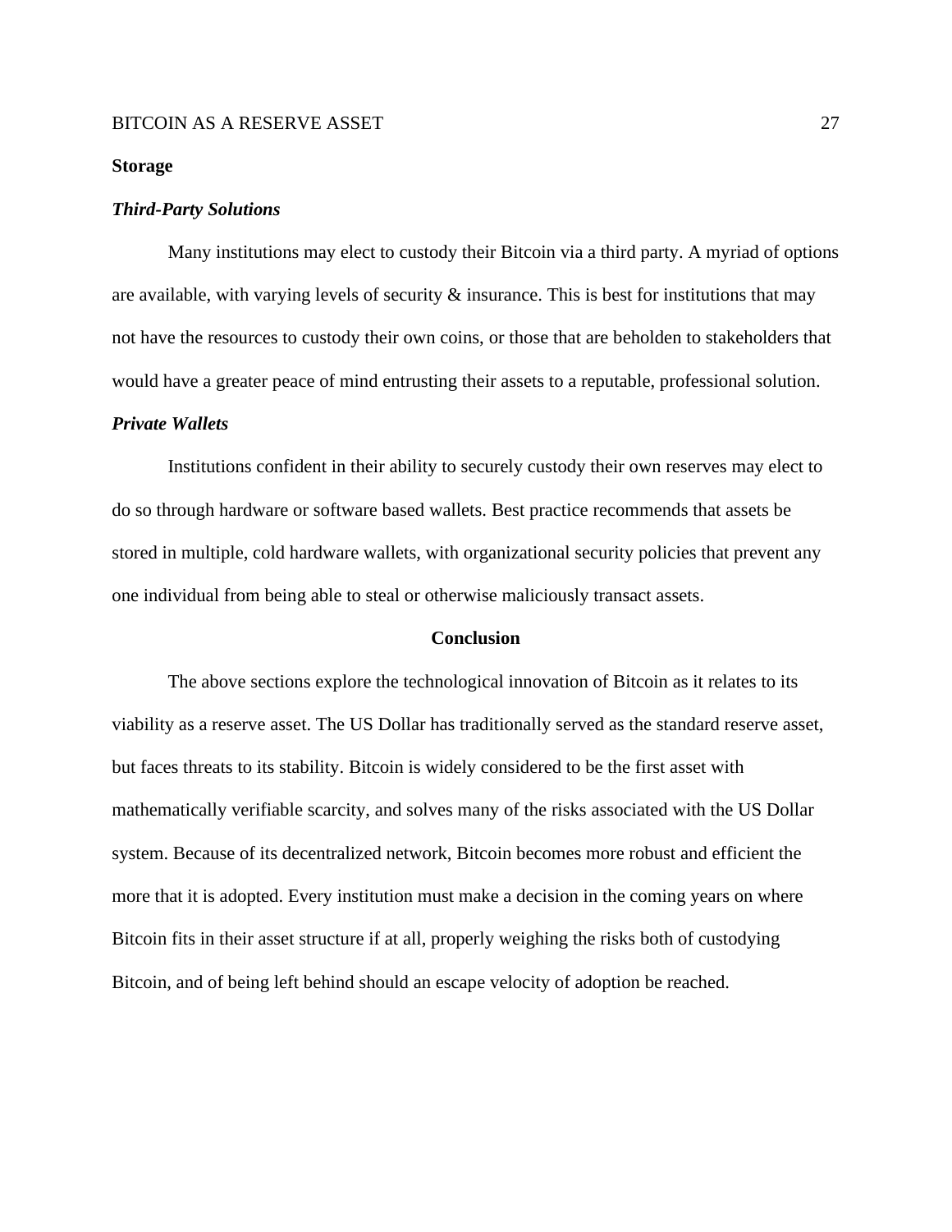**Storage**

***Third-Party Solutions***

Many institutions may elect to custody their Bitcoin via a third party. A myriad of options are available, with varying levels of security & insurance. This is best for institutions that may not have the resources to custody their own coins, or those that are beholden to stakeholders that would have a greater peace of mind entrusting their assets to a reputable, professional solution.

***Private Wallets***

Institutions confident in their ability to securely custody their own reserves may elect to do so through hardware or software based wallets. Best practice recommends that assets be stored in multiple, cold hardware wallets, with organizational security policies that prevent any one individual from being able to steal or otherwise maliciously transact assets.

## Conclusion

The above sections explore the technological innovation of Bitcoin as it relates to its viability as a reserve asset. The US Dollar has traditionally served as the standard reserve asset, but faces threats to its stability. Bitcoin is widely considered to be the first asset with mathematically verifiable scarcity, and solves many of the risks associated with the US Dollar system. Because of its decentralized network, Bitcoin becomes more robust and efficient the more that it is adopted. Every institution must make a decision in the coming years on where Bitcoin fits in their asset structure if at all, properly weighing the risks both of custodying Bitcoin, and of being left behind should an escape velocity of adoption be reached.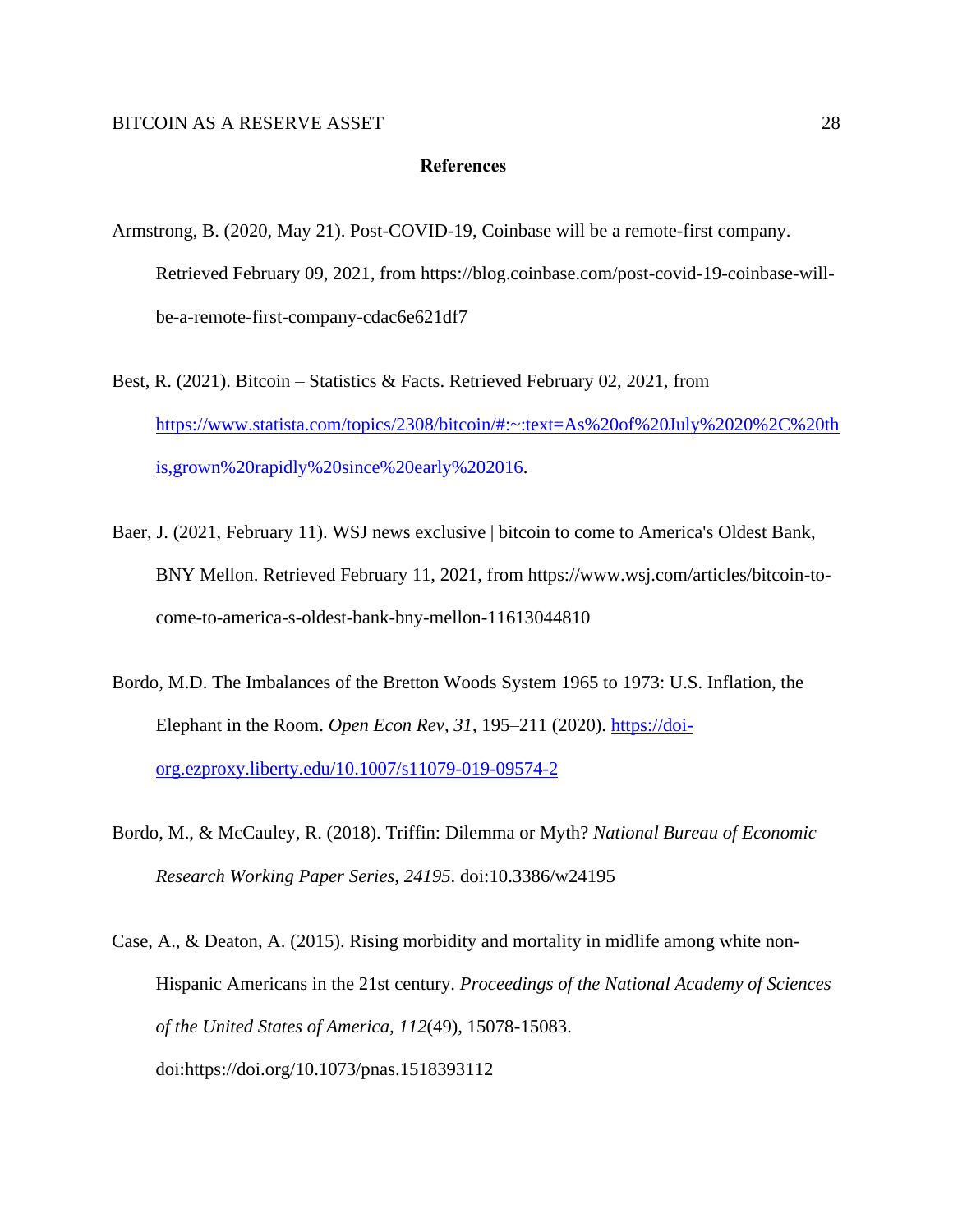# References

Armstrong, B. (2020, May 21). Post-COVID-19, Coinbase will be a remote-first company. Retrieved February 09, 2021, from https://blog.coinbase.com/post-covid-19-coinbase-will-be-a-remote-first-company-cdac6e621df7

Best, R. (2021). Bitcoin – Statistics & Facts. Retrieved February 02, 2021, from https://www.statista.com/topics/2308/bitcoin/#:~:text=As%20of%20July%2020%2C%20this,grown%20rapidly%20since%20early%202016.

Baer, J. (2021, February 11). WSJ news exclusive | bitcoin to come to America's Oldest Bank, BNY Mellon. Retrieved February 11, 2021, from https://www.wsj.com/articles/bitcoin-to-come-to-america-s-oldest-bank-bny-mellon-11613044810

Bordo, M.D. The Imbalances of the Bretton Woods System 1965 to 1973: U.S. Inflation, the Elephant in the Room. *Open Econ Rev, 31*, 195–211 (2020). https://doi-org.ezproxy.liberty.edu/10.1007/s11079-019-09574-2

Bordo, M., & McCauley, R. (2018). Triffin: Dilemma or Myth? *National Bureau of Economic Research Working Paper Series, 24195*. doi:10.3386/w24195

Case, A., & Deaton, A. (2015). Rising morbidity and mortality in midlife among white non-Hispanic Americans in the 21st century. *Proceedings of the National Academy of Sciences of the United States of America, 112*(49), 15078-15083. doi:https://doi.org/10.1073/pnas.1518393112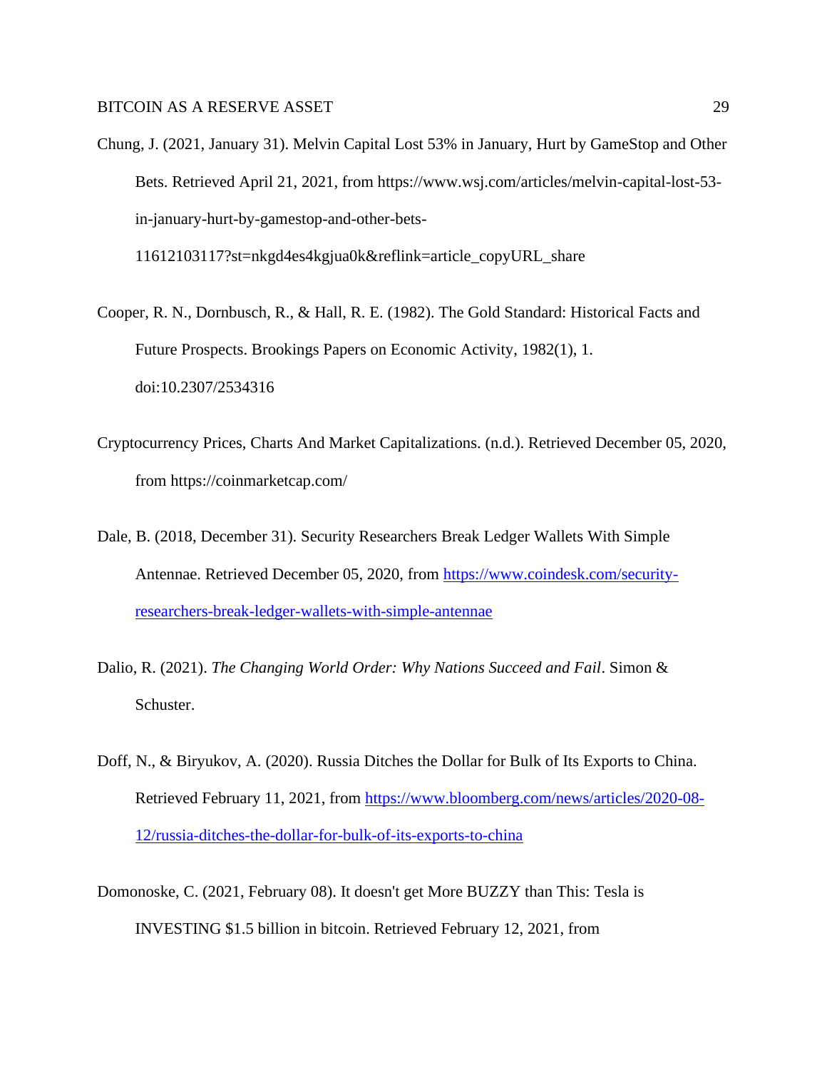Chung, J. (2021, January 31). Melvin Capital Lost 53% in January, Hurt by GameStop and Other Bets. Retrieved April 21, 2021, from https://www.wsj.com/articles/melvin-capital-lost-53-in-january-hurt-by-gamestop-and-other-bets-11612103117?st=nkgd4es4kgjua0k&reflink=article_copyURL_share

Cooper, R. N., Dornbusch, R., & Hall, R. E. (1982). The Gold Standard: Historical Facts and Future Prospects. Brookings Papers on Economic Activity, 1982(1), 1. doi:10.2307/2534316

Cryptocurrency Prices, Charts And Market Capitalizations. (n.d.). Retrieved December 05, 2020, from https://coinmarketcap.com/

Dale, B. (2018, December 31). Security Researchers Break Ledger Wallets With Simple Antennae. Retrieved December 05, 2020, from [https://www.coindesk.com/security-researchers-break-ledger-wallets-with-simple-antennae](https://www.coindesk.com/security-researchers-break-ledger-wallets-with-simple-antennae)

Dalio, R. (2021). *The Changing World Order: Why Nations Succeed and Fail*. Simon & Schuster.

Doff, N., & Biryukov, A. (2020). Russia Ditches the Dollar for Bulk of Its Exports to China. Retrieved February 11, 2021, from [https://www.bloomberg.com/news/articles/2020-08-12/russia-ditches-the-dollar-for-bulk-of-its-exports-to-china](https://www.bloomberg.com/news/articles/2020-08-12/russia-ditches-the-dollar-for-bulk-of-its-exports-to-china)

Domonoske, C. (2021, February 08). It doesn't get More BUZZY than This: Tesla is INVESTING $1.5 billion in bitcoin. Retrieved February 12, 2021, from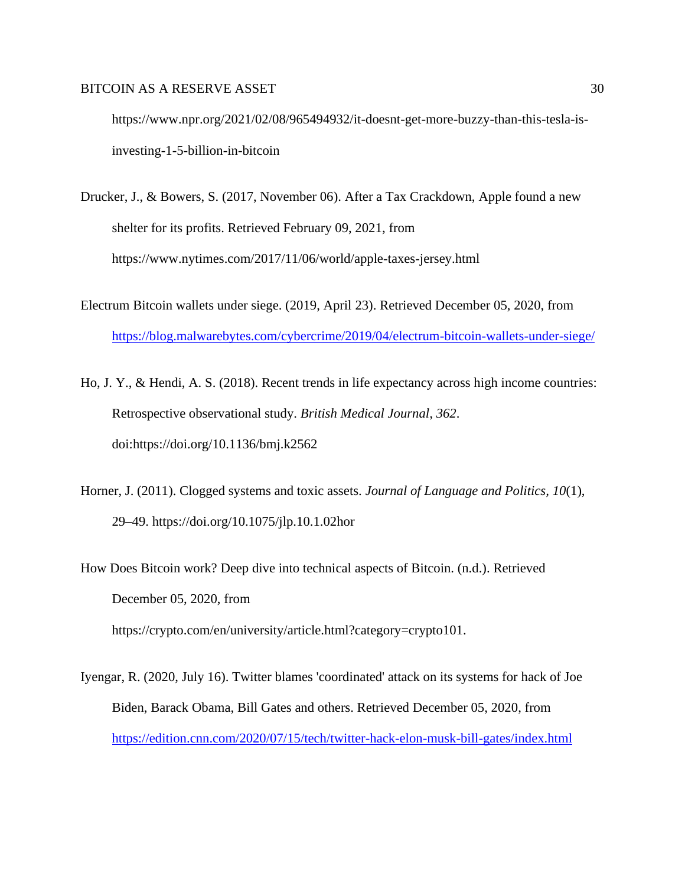https://www.npr.org/2021/02/08/965494932/it-doesnt-get-more-buzzy-than-this-tesla-is-investing-1-5-billion-in-bitcoin

Drucker, J., & Bowers, S. (2017, November 06). After a Tax Crackdown, Apple found a new shelter for its profits. Retrieved February 09, 2021, from https://www.nytimes.com/2017/11/06/world/apple-taxes-jersey.html

Electrum Bitcoin wallets under siege. (2019, April 23). Retrieved December 05, 2020, from https://blog.malwarebytes.com/cybercrime/2019/04/electrum-bitcoin-wallets-under-siege/

Ho, J. Y., & Hendi, A. S. (2018). Recent trends in life expectancy across high income countries: Retrospective observational study. *British Medical Journal, 362*. doi:https://doi.org/10.1136/bmj.k2562

Horner, J. (2011). Clogged systems and toxic assets. *Journal of Language and Politics*, *10*(1), 29–49. https://doi.org/10.1075/jlp.10.1.02hor

How Does Bitcoin work? Deep dive into technical aspects of Bitcoin. (n.d.). Retrieved December 05, 2020, from https://crypto.com/en/university/article.html?category=crypto101.

Iyengar, R. (2020, July 16). Twitter blames 'coordinated' attack on its systems for hack of Joe Biden, Barack Obama, Bill Gates and others. Retrieved December 05, 2020, from https://edition.cnn.com/2020/07/15/tech/twitter-hack-elon-musk-bill-gates/index.html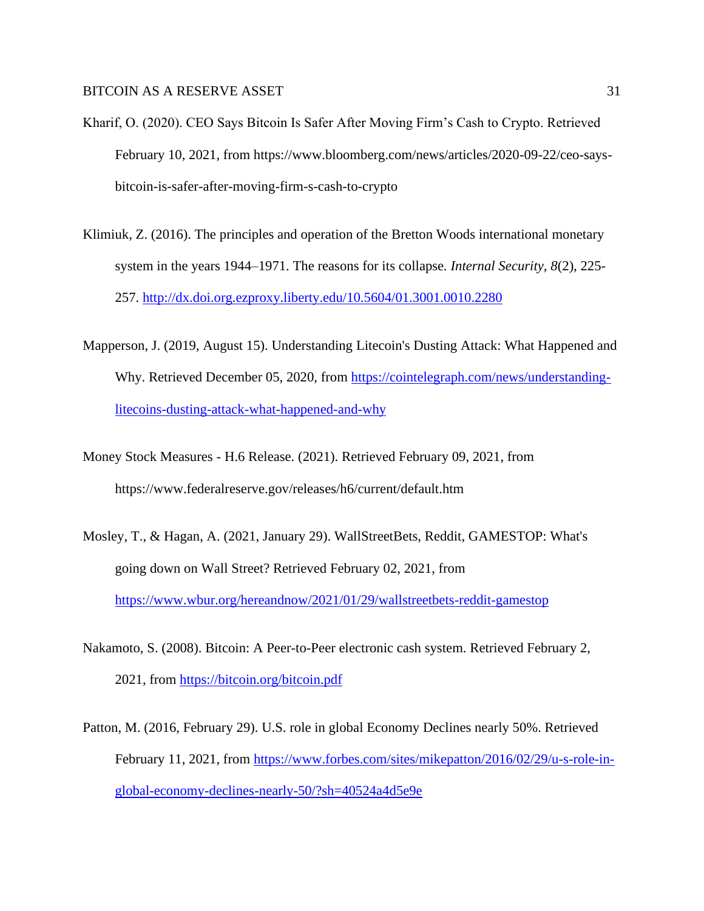Kharif, O. (2020). CEO Says Bitcoin Is Safer After Moving Firm's Cash to Crypto. Retrieved February 10, 2021, from https://www.bloomberg.com/news/articles/2020-09-22/ceo-says-bitcoin-is-safer-after-moving-firm-s-cash-to-crypto

Klimiuk, Z. (2016). The principles and operation of the Bretton Woods international monetary system in the years 1944–1971. The reasons for its collapse. *Internal Security, 8*(2), 225-257. http://dx.doi.org.ezproxy.liberty.edu/10.5604/01.3001.0010.2280

Mapperson, J. (2019, August 15). Understanding Litecoin's Dusting Attack: What Happened and Why. Retrieved December 05, 2020, from https://cointelegraph.com/news/understanding-litecoins-dusting-attack-what-happened-and-why

Money Stock Measures - H.6 Release. (2021). Retrieved February 09, 2021, from https://www.federalreserve.gov/releases/h6/current/default.htm

Mosley, T., & Hagan, A. (2021, January 29). WallStreetBets, Reddit, GAMESTOP: What's going down on Wall Street? Retrieved February 02, 2021, from https://www.wbur.org/hereandnow/2021/01/29/wallstreetbets-reddit-gamestop

Nakamoto, S. (2008). Bitcoin: A Peer-to-Peer electronic cash system. Retrieved February 2, 2021, from https://bitcoin.org/bitcoin.pdf

Patton, M. (2016, February 29). U.S. role in global Economy Declines nearly 50%. Retrieved February 11, 2021, from https://www.forbes.com/sites/mikepatton/2016/02/29/u-s-role-in-global-economy-declines-nearly-50/?sh=40524a4d5e9e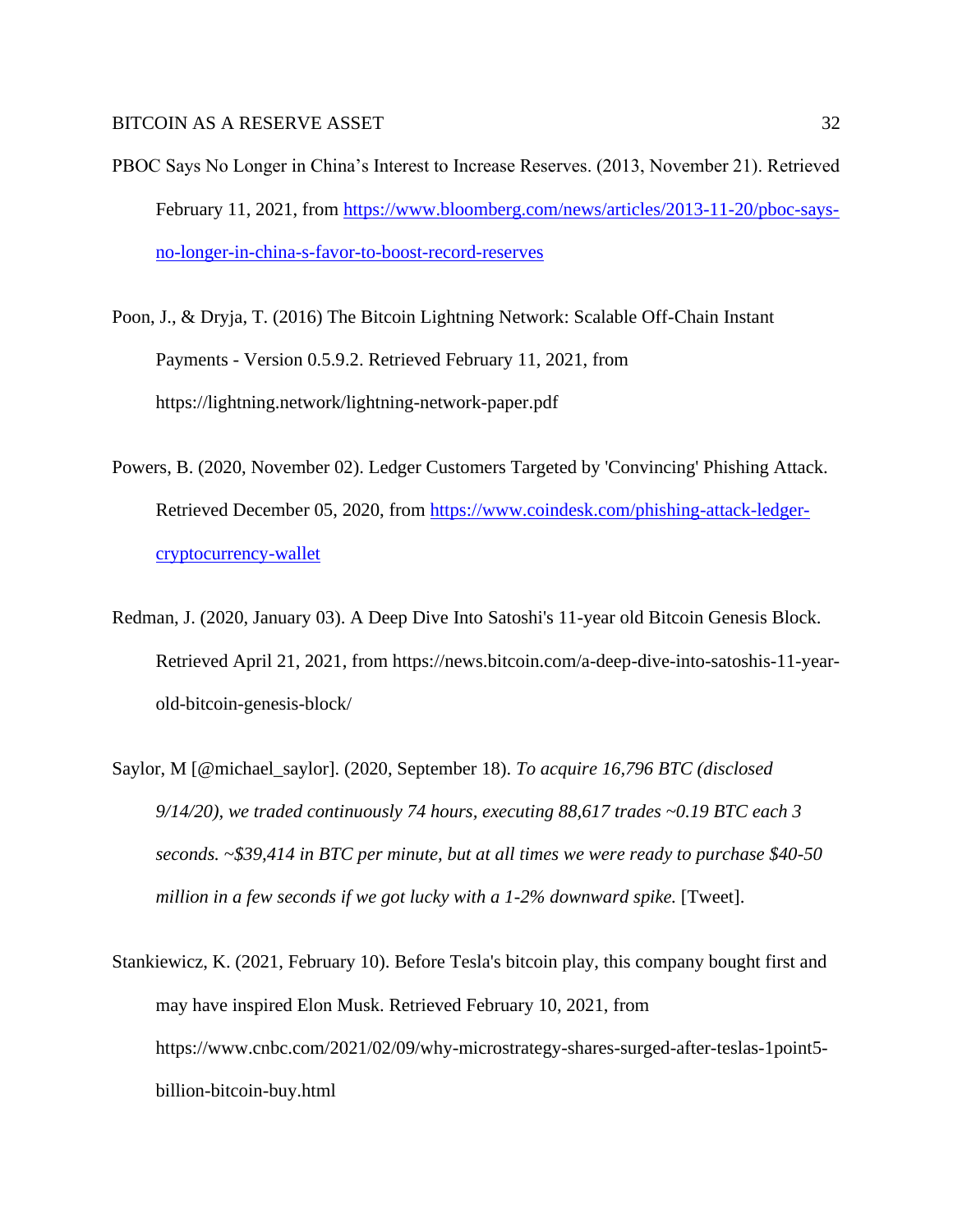PBOC Says No Longer in China's Interest to Increase Reserves. (2013, November 21). Retrieved February 11, 2021, from https://www.bloomberg.com/news/articles/2013-11-20/pboc-says-no-longer-in-china-s-favor-to-boost-record-reserves

Poon, J., & Dryja, T. (2016) The Bitcoin Lightning Network: Scalable Off-Chain Instant Payments - Version 0.5.9.2. Retrieved February 11, 2021, from https://lightning.network/lightning-network-paper.pdf

Powers, B. (2020, November 02). Ledger Customers Targeted by 'Convincing' Phishing Attack. Retrieved December 05, 2020, from https://www.coindesk.com/phishing-attack-ledger-cryptocurrency-wallet

Redman, J. (2020, January 03). A Deep Dive Into Satoshi's 11-year old Bitcoin Genesis Block. Retrieved April 21, 2021, from https://news.bitcoin.com/a-deep-dive-into-satoshis-11-year-old-bitcoin-genesis-block/

Saylor, M [@michael_saylor]. (2020, September 18). *To acquire 16,796 BTC (disclosed 9/14/20), we traded continuously 74 hours, executing 88,617 trades ~0.19 BTC each 3 seconds. ~$39,414 in BTC per minute, but at all times we were ready to purchase $40-50 million in a few seconds if we got lucky with a 1-2% downward spike.* [Tweet].

Stankiewicz, K. (2021, February 10). Before Tesla's bitcoin play, this company bought first and may have inspired Elon Musk. Retrieved February 10, 2021, from https://www.cnbc.com/2021/02/09/why-microstrategy-shares-surged-after-teslas-1point5-billion-bitcoin-buy.html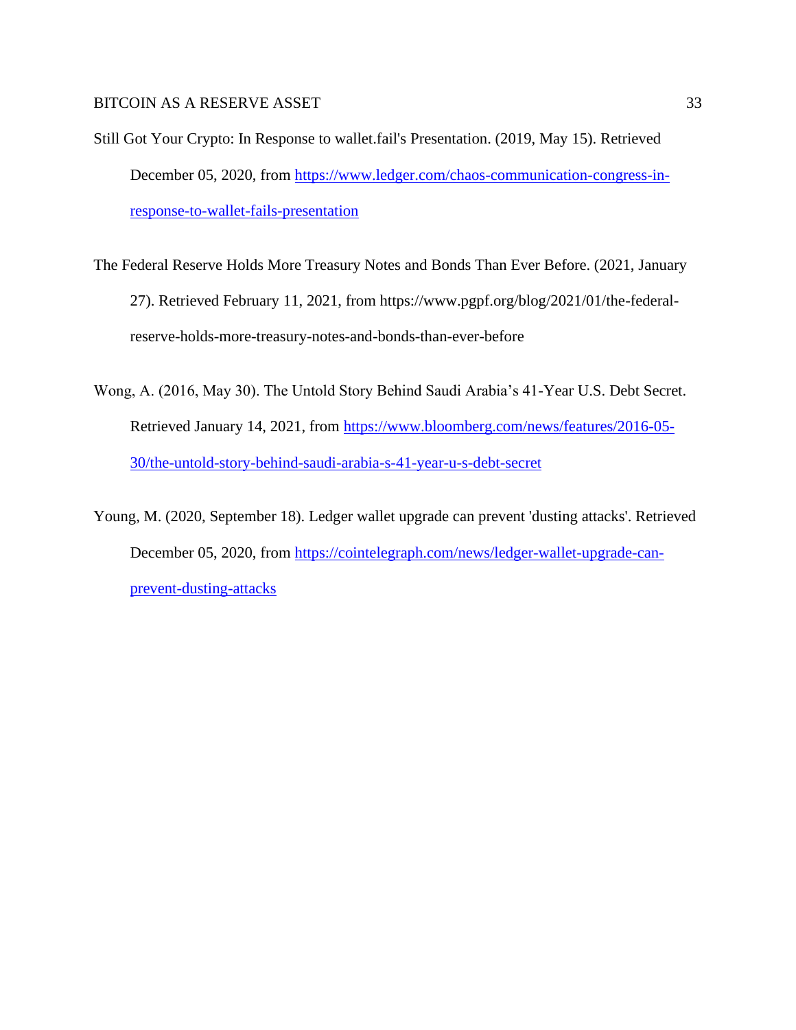Still Got Your Crypto: In Response to wallet.fail's Presentation. (2019, May 15). Retrieved December 05, 2020, from https://www.ledger.com/chaos-communication-congress-in-response-to-wallet-fails-presentation

The Federal Reserve Holds More Treasury Notes and Bonds Than Ever Before. (2021, January 27). Retrieved February 11, 2021, from https://www.pgpf.org/blog/2021/01/the-federal-reserve-holds-more-treasury-notes-and-bonds-than-ever-before

Wong, A. (2016, May 30). The Untold Story Behind Saudi Arabia's 41-Year U.S. Debt Secret. Retrieved January 14, 2021, from https://www.bloomberg.com/news/features/2016-05-30/the-untold-story-behind-saudi-arabia-s-41-year-u-s-debt-secret

Young, M. (2020, September 18). Ledger wallet upgrade can prevent 'dusting attacks'. Retrieved December 05, 2020, from https://cointelegraph.com/news/ledger-wallet-upgrade-can-prevent-dusting-attacks